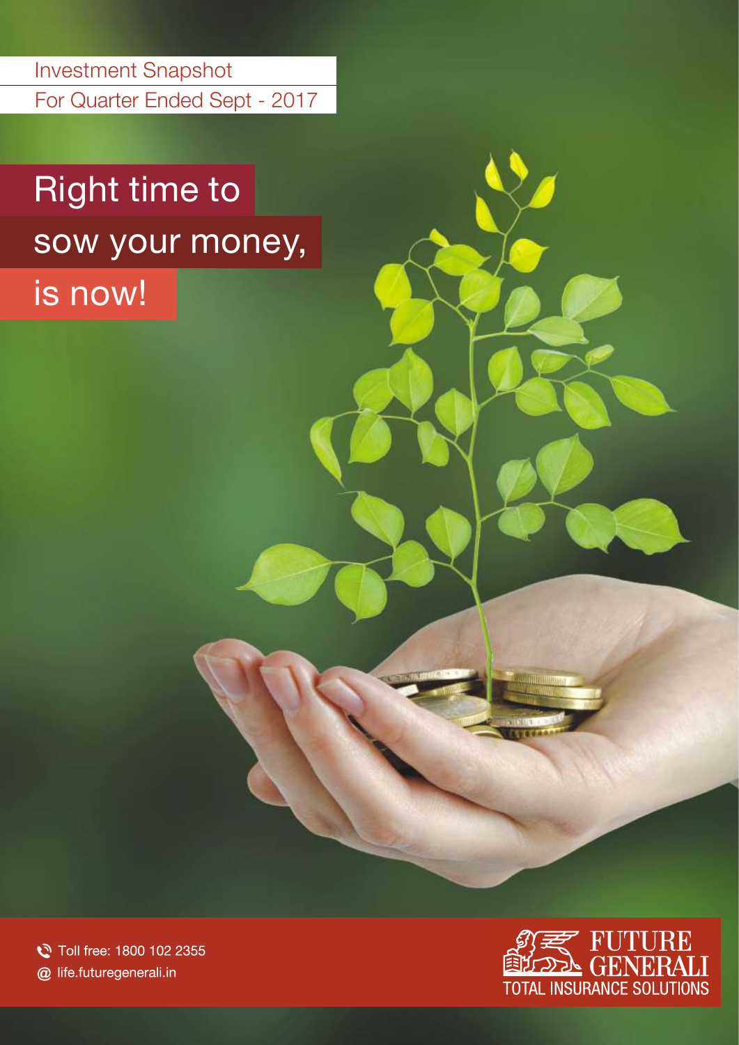Investment Snapshot

For Quarter Ended Sept - 2017

# Right time to sow your money, is now!

Toll free: 1800 102 2355

@ life.futuregenerali.in

FUTURE GENERALI

TOTAL INSURANCE SOLUTIONS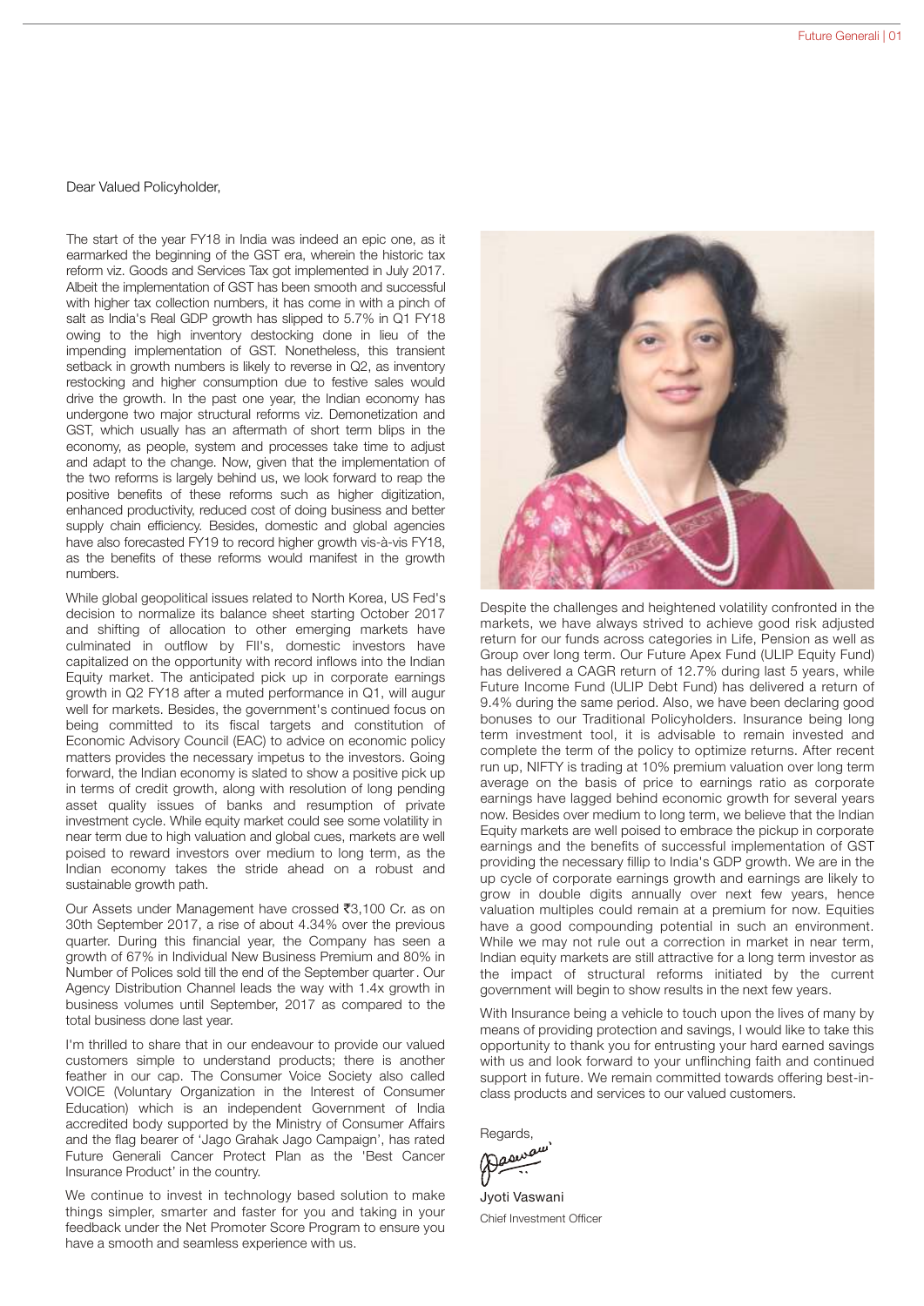Dear Valued Policyholder,

The start of the year FY18 in India was indeed an epic one, as it earmarked the beginning of the GST era, wherein the historic tax reform viz. Goods and Services Tax got implemented in July 2017. Albeit the implementation of GST has been smooth and successful with higher tax collection numbers, it has come in with a pinch of salt as India's Real GDP growth has slipped to 5.7% in Q1 FY18 owing to the high inventory destocking done in lieu of the impending implementation of GST. Nonetheless, this transient setback in growth numbers is likely to reverse in Q2, as inventory restocking and higher consumption due to festive sales would drive the growth. In the past one year, the Indian economy has undergone two major structural reforms viz. Demonetization and GST, which usually has an aftermath of short term blips in the economy, as people, system and processes take time to adjust and adapt to the change. Now, given that the implementation of the two reforms is largely behind us, we look forward to reap the positive benefits of these reforms such as higher digitization, enhanced productivity, reduced cost of doing business and better supply chain efficiency. Besides, domestic and global agencies have also forecasted FY19 to record higher growth vis-à-vis FY18, as the benefits of these reforms would manifest in the growth numbers.

While global geopolitical issues related to North Korea, US Fed's decision to normalize its balance sheet starting October 2017 and shifting of allocation to other emerging markets have culminated in outflow by FII's, domestic investors have capitalized on the opportunity with record inflows into the Indian Equity market. The anticipated pick up in corporate earnings growth in Q2 FY18 after a muted performance in Q1, will augur well for markets. Besides, the government's continued focus on being committed to its fiscal targets and constitution of Economic Advisory Council (EAC) to advice on economic policy matters provides the necessary impetus to the investors. Going forward, the Indian economy is slated to show a positive pick up in terms of credit growth, along with resolution of long pending asset quality issues of banks and resumption of private investment cycle. While equity market could see some volatility in near term due to high valuation and global cues, markets are well poised to reward investors over medium to long term, as the Indian economy takes the stride ahead on a robust and sustainable growth path.

Our Assets under Management have crossed ₹3,100 Cr. as on 30th September 2017, a rise of about 4.34% over the previous quarter. During this financial year, the Company has seen a growth of 67% in Individual New Business Premium and 80% in Number of Polices sold till the end of the September quarter. Our Agency Distribution Channel leads the way with 1.4x growth in business volumes until September, 2017 as compared to the total business done last year.

I'm thrilled to share that in our endeavour to provide our valued customers simple to understand products; there is another feather in our cap. The Consumer Voice Society also called VOICE (Voluntary Organization in the Interest of Consumer Education) which is an independent Government of India accredited body supported by the Ministry of Consumer Affairs and the flag bearer of 'Jago Grahak Jago Campaign', has rated Future Generali Cancer Protect Plan as the 'Best Cancer Insurance Product' in the country.

We continue to invest in technology based solution to make things simpler, smarter and faster for you and taking in your feedback under the Net Promoter Score Program to ensure you have a smooth and seamless experience with us.

Despite the challenges and heightened volatility confronted in the markets, we have always strived to achieve good risk adjusted return for our funds across categories in Life, Pension as well as Group over long term. Our Future Apex Fund (ULIP Equity Fund) has delivered a CAGR return of 12.7% during last 5 years, while Future Income Fund (ULIP Debt Fund) has delivered a return of 9.4% during the same period. Also, we have been declaring good bonuses to our Traditional Policyholders. Insurance being long term investment tool, it is advisable to remain invested and complete the term of the policy to optimize returns. After recent run up, NIFTY is trading at 10% premium valuation over long term average on the basis of price to earnings ratio as corporate earnings have lagged behind economic growth for several years now. Besides over medium to long term, we believe that the Indian Equity markets are well poised to embrace the pickup in corporate earnings and the benefits of successful implementation of GST providing the necessary fillip to India's GDP growth. We are in the up cycle of corporate earnings growth and earnings are likely to grow in double digits annually over next few years, hence valuation multiples could remain at a premium for now. Equities have a good compounding potential in such an environment. While we may not rule out a correction in market in near term, Indian equity markets are still attractive for a long term investor as the impact of structural reforms initiated by the current government will begin to show results in the next few years.

With Insurance being a vehicle to touch upon the lives of many by means of providing protection and savings, I would like to take this opportunity to thank you for entrusting your hard earned savings with us and look forward to your unflinching faith and continued support in future. We remain committed towards offering best-in-class products and services to our valued customers.

Regards,

Jyoti Vaswani
Chief Investment Officer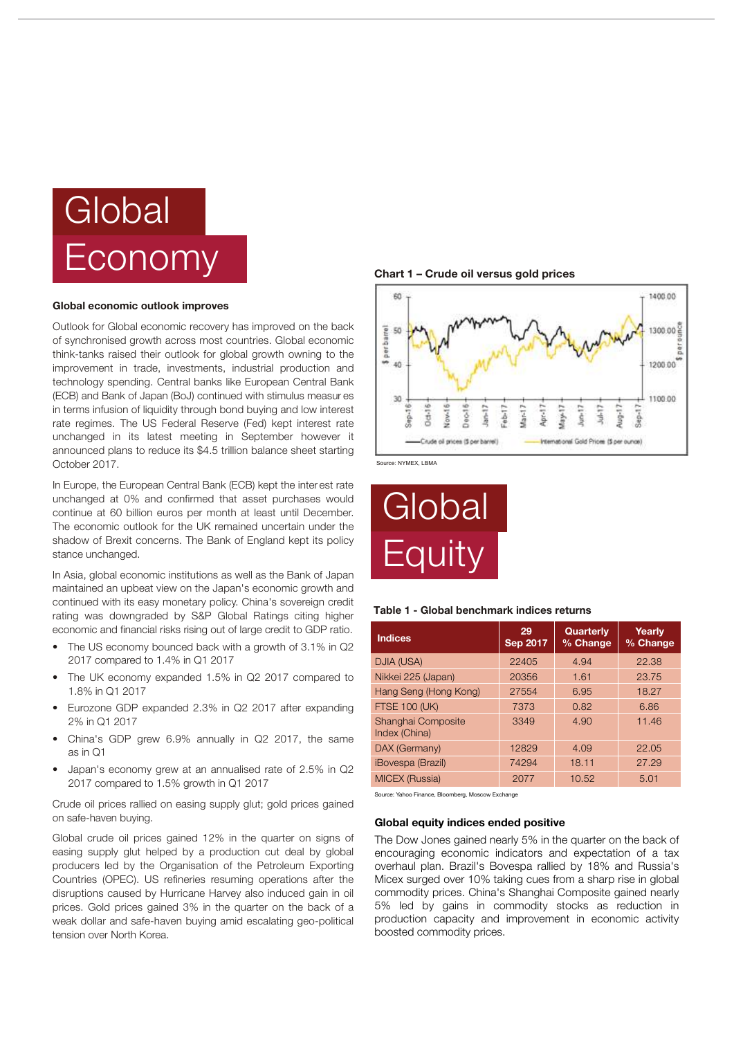# Global Economy

### Global economic outlook improves

Outlook for Global economic recovery has improved on the back of synchronised growth across most countries. Global economic think-tanks raised their outlook for global growth owning to the improvement in trade, investments, industrial production and technology spending. Central banks like European Central Bank (ECB) and Bank of Japan (BoJ) continued with stimulus measures in terms infusion of liquidity through bond buying and low interest rate regimes. The US Federal Reserve (Fed) kept interest rate unchanged in its latest meeting in September however it announced plans to reduce its $4.5 trillion balance sheet starting October 2017.

In Europe, the European Central Bank (ECB) kept the interest rate unchanged at 0% and confirmed that asset purchases would continue at 60 billion euros per month at least until December. The economic outlook for the UK remained uncertain under the shadow of Brexit concerns. The Bank of England kept its policy stance unchanged.

In Asia, global economic institutions as well as the Bank of Japan maintained an upbeat view on the Japan's economic growth and continued with its easy monetary policy. China's sovereign credit rating was downgraded by S&P Global Ratings citing higher economic and financial risks rising out of large credit to GDP ratio.

- The US economy bounced back with a growth of 3.1% in Q2 2017 compared to 1.4% in Q1 2017
- The UK economy expanded 1.5% in Q2 2017 compared to 1.8% in Q1 2017
- Eurozone GDP expanded 2.3% in Q2 2017 after expanding 2% in Q1 2017
- China's GDP grew 6.9% annually in Q2 2017, the same as in Q1
- Japan's economy grew at an annualised rate of 2.5% in Q2 2017 compared to 1.5% growth in Q1 2017

Crude oil prices rallied on easing supply glut; gold prices gained on safe-haven buying.

Global crude oil prices gained 12% in the quarter on signs of easing supply glut helped by a production cut deal by global producers led by the Organisation of the Petroleum Exporting Countries (OPEC). US refineries resuming operations after the disruptions caused by Hurricane Harvey also induced gain in oil prices. Gold prices gained 3% in the quarter on the back of a weak dollar and safe-haven buying amid escalating geo-political tension over North Korea.

**Chart 1 – Crude oil versus gold prices**

Source: NYMEX, LBMA

# Global Equity

**Table 1 - Global benchmark indices returns**

| Indices | 29 Sep 2017 | Quarterly % Change | Yearly % Change |
|---|---|---|---|
| DJIA (USA) | 22405 | 4.94 | 22.38 |
| Nikkei 225 (Japan) | 20356 | 1.61 | 23.75 |
| Hang Seng (Hong Kong) | 27554 | 6.95 | 18.27 |
| FTSE 100 (UK) | 7373 | 0.82 | 6.86 |
| Shanghai Composite Index (China) | 3349 | 4.90 | 11.46 |
| DAX (Germany) | 12829 | 4.09 | 22.05 |
| iBovespa (Brazil) | 74294 | 18.11 | 27.29 |
| MICEX (Russia) | 2077 | 10.52 | 5.01 |

Source: Yahoo Finance, Bloomberg, Moscow Exchange

### Global equity indices ended positive

The Dow Jones gained nearly 5% in the quarter on the back of encouraging economic indicators and expectation of a tax overhaul plan. Brazil's Bovespa rallied by 18% and Russia's Micex surged over 10% taking cues from a sharp rise in global commodity prices. China's Shanghai Composite gained nearly 5% led by gains in commodity stocks as reduction in production capacity and improvement in economic activity boosted commodity prices.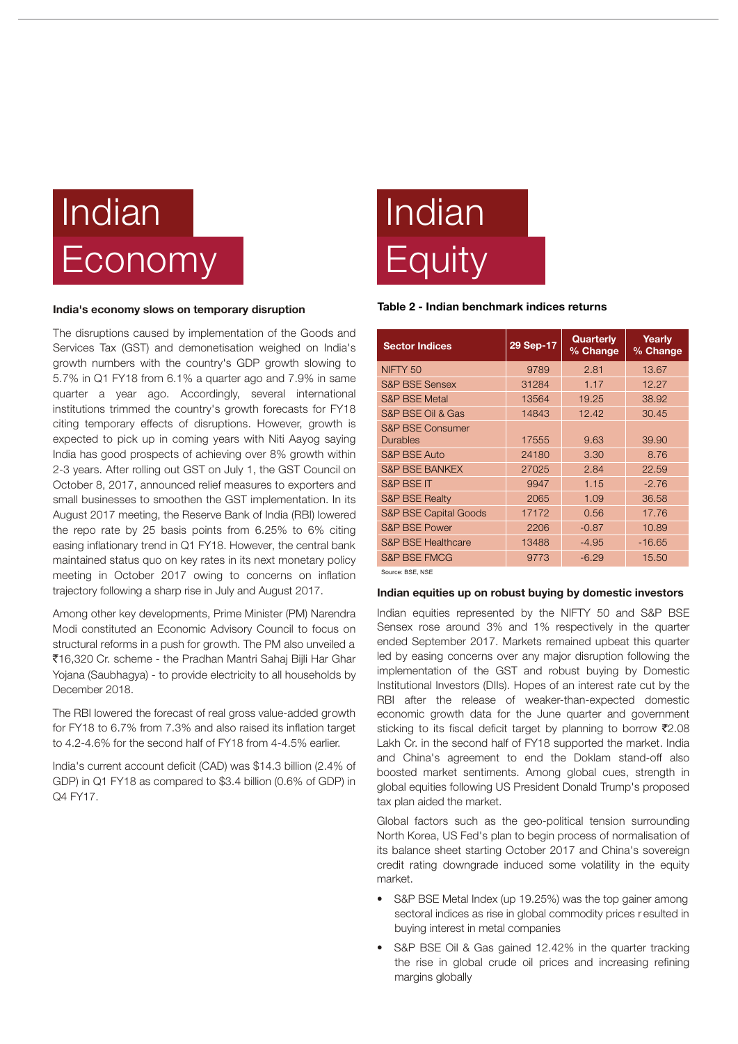# Indian Economy

### India's economy slows on temporary disruption

The disruptions caused by implementation of the Goods and Services Tax (GST) and demonetisation weighed on India's growth numbers with the country's GDP growth slowing to 5.7% in Q1 FY18 from 6.1% a quarter ago and 7.9% in same quarter a year ago. Accordingly, several international institutions trimmed the country's growth forecasts for FY18 citing temporary effects of disruptions. However, growth is expected to pick up in coming years with Niti Aayog saying India has good prospects of achieving over 8% growth within 2-3 years. After rolling out GST on July 1, the GST Council on October 8, 2017, announced relief measures to exporters and small businesses to smoothen the GST implementation. In its August 2017 meeting, the Reserve Bank of India (RBI) lowered the repo rate by 25 basis points from 6.25% to 6% citing easing inflationary trend in Q1 FY18. However, the central bank maintained status quo on key rates in its next monetary policy meeting in October 2017 owing to concerns on inflation trajectory following a sharp rise in July and August 2017.

Among other key developments, Prime Minister (PM) Narendra Modi constituted an Economic Advisory Council to focus on structural reforms in a push for growth. The PM also unveiled a ₹16,320 Cr. scheme - the Pradhan Mantri Sahaj Bijli Har Ghar Yojana (Saubhagya) - to provide electricity to all households by December 2018.

The RBI lowered the forecast of real gross value-added growth for FY18 to 6.7% from 7.3% and also raised its inflation target to 4.2-4.6% for the second half of FY18 from 4-4.5% earlier.

India's current account deficit (CAD) was $14.3 billion (2.4% of GDP) in Q1 FY18 as compared to $3.4 billion (0.6% of GDP) in Q4 FY17.

# Indian Equity

### Table 2 - Indian benchmark indices returns

| Sector Indices | 29 Sep-17 | Quarterly % Change | Yearly % Change |
|---|---|---|---|
| NIFTY 50 | 9789 | 2.81 | 13.67 |
| S&P BSE Sensex | 31284 | 1.17 | 12.27 |
| S&P BSE Metal | 13564 | 19.25 | 38.92 |
| S&P BSE Oil & Gas | 14843 | 12.42 | 30.45 |
| S&P BSE Consumer Durables | 17555 | 9.63 | 39.90 |
| S&P BSE Auto | 24180 | 3.30 | 8.76 |
| S&P BSE BANKEX | 27025 | 2.84 | 22.59 |
| S&P BSE IT | 9947 | 1.15 | -2.76 |
| S&P BSE Realty | 2065 | 1.09 | 36.58 |
| S&P BSE Capital Goods | 17172 | 0.56 | 17.76 |
| S&P BSE Power | 2206 | -0.87 | 10.89 |
| S&P BSE Healthcare | 13488 | -4.95 | -16.65 |
| S&P BSE FMCG | 9773 | -6.29 | 15.50 |

Source: BSE, NSE

### Indian equities up on robust buying by domestic investors

Indian equities represented by the NIFTY 50 and S&P BSE Sensex rose around 3% and 1% respectively in the quarter ended September 2017. Markets remained upbeat this quarter led by easing concerns over any major disruption following the implementation of the GST and robust buying by Domestic Institutional Investors (DIIs). Hopes of an interest rate cut by the RBI after the release of weaker-than-expected domestic economic growth data for the June quarter and government sticking to its fiscal deficit target by planning to borrow ₹2.08 Lakh Cr. in the second half of FY18 supported the market. India and China's agreement to end the Doklam stand-off also boosted market sentiments. Among global cues, strength in global equities following US President Donald Trump's proposed tax plan aided the market.

Global factors such as the geo-political tension surrounding North Korea, US Fed's plan to begin process of normalisation of its balance sheet starting October 2017 and China's sovereign credit rating downgrade induced some volatility in the equity market.

- S&P BSE Metal Index (up 19.25%) was the top gainer among sectoral indices as rise in global commodity prices resulted in buying interest in metal companies
- S&P BSE Oil & Gas gained 12.42% in the quarter tracking the rise in global crude oil prices and increasing refining margins globally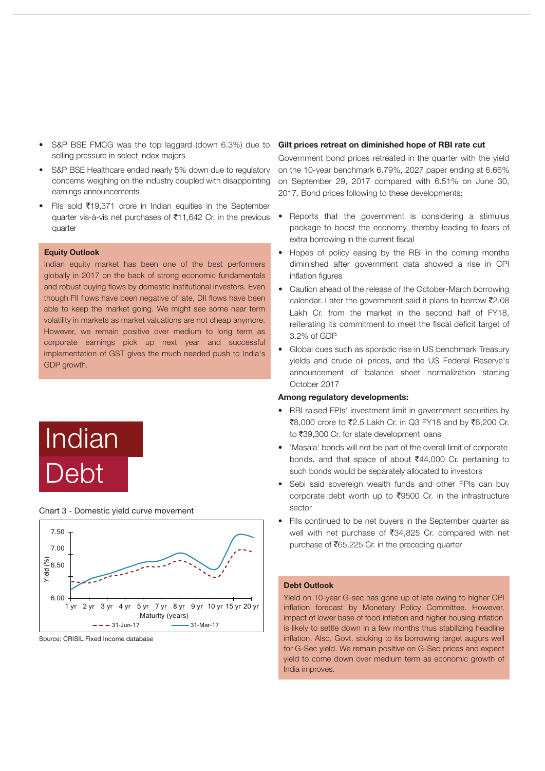- S&P BSE FMCG was the top laggard (down 6.3%) due to selling pressure in select index majors
- S&P BSE Healthcare ended nearly 5% down due to regulatory concerns weighing on the industry coupled with disappointing earnings announcements
- FIIs sold ₹19,371 crore in Indian equities in the September quarter vis-à-vis net purchases of ₹11,642 Cr. in the previous quarter

**Equity Outlook**

Indian equity market has been one of the best performers globally in 2017 on the back of strong economic fundamentals and robust buying flows by domestic institutional investors. Even though FII flows have been negative of late, DII flows have been able to keep the market going. We might see some near term volatility in markets as market valuations are not cheap anymore. However, we remain positive over medium to long term as corporate earnings pick up next year and successful implementation of GST gives the much needed push to India's GDP growth.

# Indian Debt

Chart 3 - Domestic yield curve movement

Source: CRISIL Fixed Income database

**Gilt prices retreat on diminished hope of RBI rate cut**

Government bond prices retreated in the quarter with the yield on the 10-year benchmark 6.79%, 2027 paper ending at 6.66% on September 29, 2017 compared with 6.51% on June 30, 2017. Bond prices following to these developments:

- Reports that the government is considering a stimulus package to boost the economy, thereby leading to fears of extra borrowing in the current fiscal
- Hopes of policy easing by the RBI in the coming months diminished after government data showed a rise in CPI inflation figures
- Caution ahead of the release of the October-March borrowing calendar. Later the government said it plans to borrow ₹2.08 Lakh Cr. from the market in the second half of FY18, reiterating its commitment to meet the fiscal deficit target of 3.2% of GDP
- Global cues such as sporadic rise in US benchmark Treasury yields and crude oil prices, and the US Federal Reserve's announcement of balance sheet normalization starting October 2017

**Among regulatory developments:**

- RBI raised FPIs' investment limit in government securities by ₹8,000 crore to ₹2.5 Lakh Cr. in Q3 FY18 and by ₹6,200 Cr. to ₹39,300 Cr. for state development loans
- 'Masala' bonds will not be part of the overall limit of corporate bonds, and that space of about ₹44,000 Cr. pertaining to such bonds would be separately allocated to investors
- Sebi said sovereign wealth funds and other FPIs can buy corporate debt worth up to ₹9500 Cr. in the infrastructure sector
- FIIs continued to be net buyers in the September quarter as well with net purchase of ₹34,825 Cr. compared with net purchase of ₹65,225 Cr. in the preceding quarter

**Debt Outlook**

Yield on 10-year G-sec has gone up of late owing to higher CPI inflation forecast by Monetary Policy Committee. However, impact of lower base of food inflation and higher housing inflation is likely to settle down in a few months thus stabilizing headline inflation. Also, Govt. sticking to its borrowing target augurs well for G-Sec yield. We remain positive on G-Sec prices and expect yield to come down over medium term as economic growth of India improves.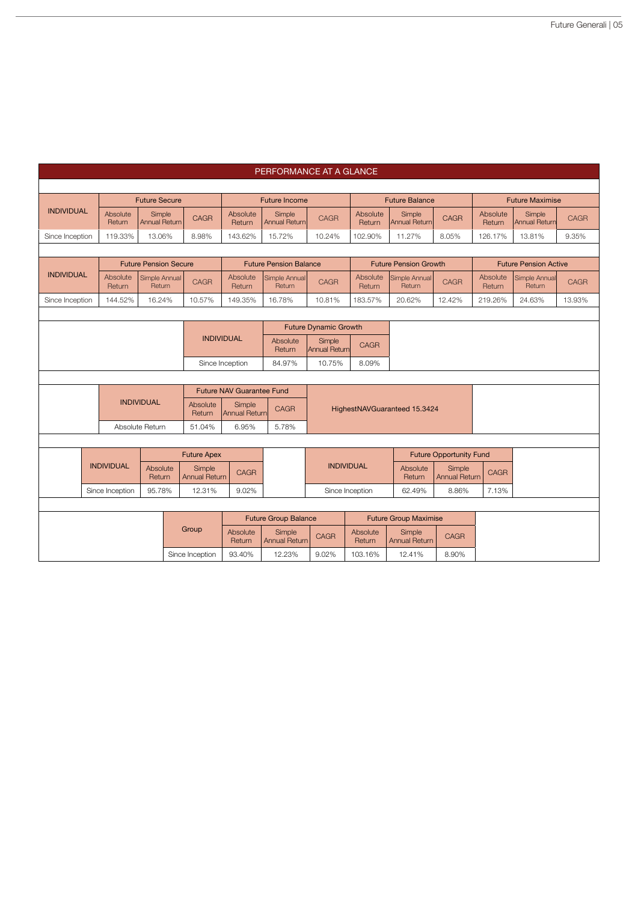## PERFORMANCE AT A GLANCE

| INDIVIDUAL | Future Secure | | | Future Income | | | Future Balance | | | Future Maximise | | |
|---|---|---|---|---|---|---|---|---|---|---|---|---|
| | Absolute Return | Simple Annual Return | CAGR | Absolute Return | Simple Annual Return | CAGR | Absolute Return | Simple Annual Return | CAGR | Absolute Return | Simple Annual Return | CAGR |
| Since Inception | 119.33% | 13.06% | 8.98% | 143.62% | 15.72% | 10.24% | 102.90% | 11.27% | 8.05% | 126.17% | 13.81% | 9.35% |

| INDIVIDUAL | Future Pension Secure | | | Future Pension Balance | | | Future Pension Growth | | | Future Pension Active | | |
|---|---|---|---|---|---|---|---|---|---|---|---|---|
| | Absolute Return | Simple Annual Return | CAGR | Absolute Return | Simple Annual Return | CAGR | Absolute Return | Simple Annual Return | CAGR | Absolute Return | Simple Annual Return | CAGR |
| Since Inception | 144.52% | 16.24% | 10.57% | 149.35% | 16.78% | 10.81% | 183.57% | 20.62% | 12.42% | 219.26% | 24.63% | 13.93% |

| INDIVIDUAL | Future Dynamic Growth | | |
|---|---|---|---|
| | Absolute Return | Simple Annual Return | CAGR |
| Since Inception | 84.97% | 10.75% | 8.09% |

| INDIVIDUAL | Future NAV Guarantee Fund | | | |
|---|---|---|---|---|
| | Absolute Return | Simple Annual Return | CAGR | HighestNAVGuaranteed 15.3424 |
| Absolute Return | 51.04% | 6.95% | 5.78% | |

| INDIVIDUAL | Future Apex | | |
|---|---|---|---|
| | Absolute Return | Simple Annual Return | CAGR |
| Since Inception | 95.78% | 12.31% | 9.02% |

| INDIVIDUAL | Future Opportunity Fund | | |
|---|---|---|---|
| | Absolute Return | Simple Annual Return | CAGR |
| Since Inception | 62.49% | 8.86% | 7.13% |

| Group | Future Group Balance | | | Future Group Maximise | | |
|---|---|---|---|---|---|---|
| | Absolute Return | Simple Annual Return | CAGR | Absolute Return | Simple Annual Return | CAGR |
| Since Inception | 93.40% | 12.23% | 9.02% | 103.16% | 12.41% | 8.90% |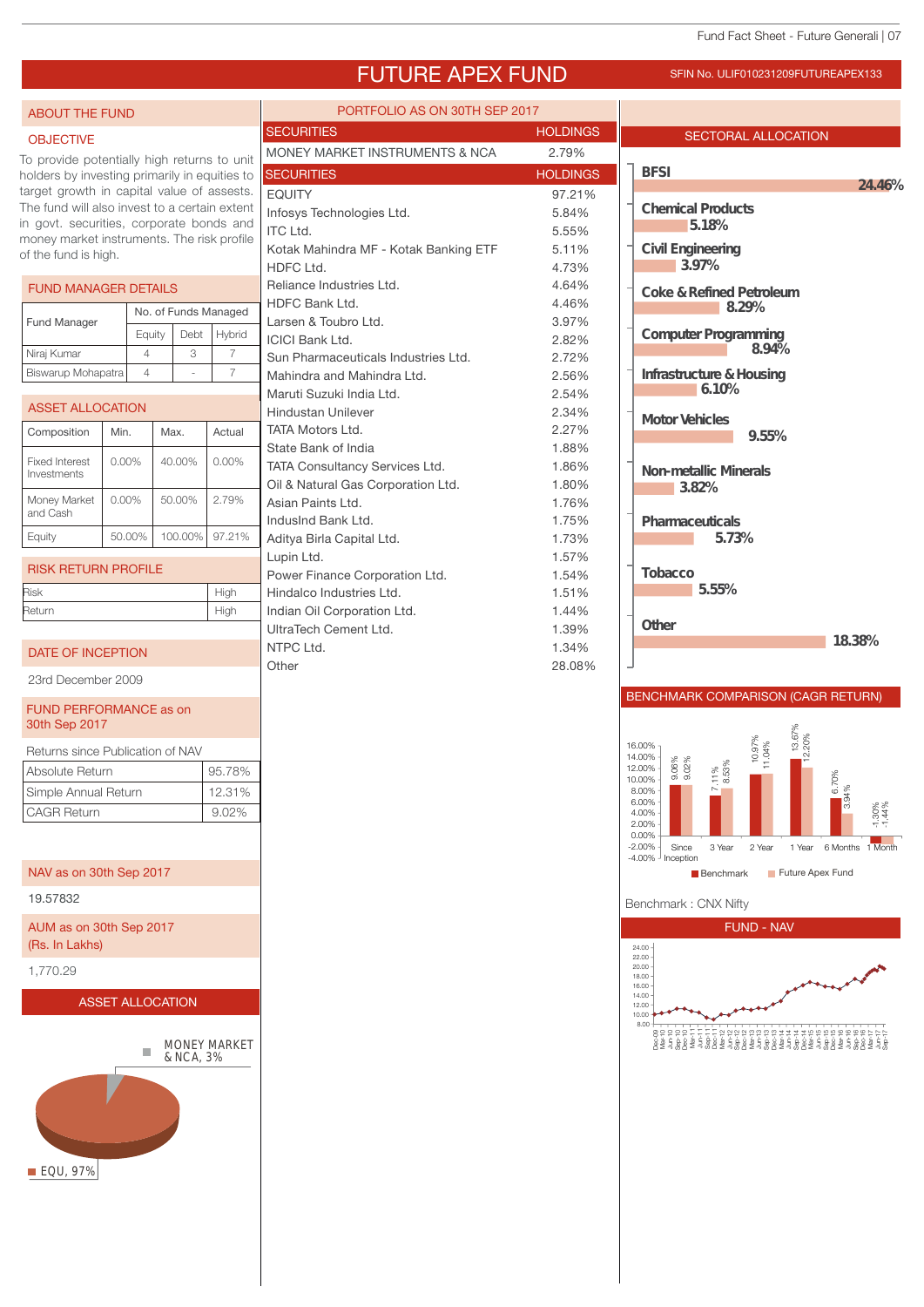# FUTURE APEX FUND

SFIN No. ULIF010231209FUTUREAPEX133

## ABOUT THE FUND

### OBJECTIVE

To provide potentially high returns to unit holders by investing primarily in equities to target growth in capital value of assets. The fund will also invest to a certain extent in govt. securities, corporate bonds and money market instruments. The risk profile of the fund is high.

### FUND MANAGER DETAILS

| Fund Manager | No. of Funds Managed | | |
|---|---|---|---|
| | Equity | Debt | Hybrid |
| Niraj Kumar | 4 | 3 | 7 |
| Biswarup Mohapatra | 4 | - | 7 |

### ASSET ALLOCATION

| Composition | Min. | Max. | Actual |
|---|---|---|---|
| Fixed Interest Investments | 0.00% | 40.00% | 0.00% |
| Money Market and Cash | 0.00% | 50.00% | 2.79% |
| Equity | 50.00% | 100.00% | 97.21% |

### RISK RETURN PROFILE

| | |
|---|---|
| Risk | High |
| Return | High |

### DATE OF INCEPTION

23rd December 2009

### FUND PERFORMANCE as on 30th Sep 2017

| Returns since Publication of NAV | |
|---|---|
| Absolute Return | 95.78% |
| Simple Annual Return | 12.31% |
| CAGR Return | 9.02% |

### NAV as on 30th Sep 2017

19.57832

### AUM as on 30th Sep 2017 (Rs. In Lakhs)

1,770.29

### ASSET ALLOCATION

MONEY MARKET & NCA, 3%

EQU, 97%

## PORTFOLIO AS ON 30TH SEP 2017

| SECURITIES | HOLDINGS |
|---|---|
| MONEY MARKET INSTRUMENTS & NCA | 2.79% |

| SECURITIES | HOLDINGS |
|---|---|
| EQUITY | 97.21% |
| Infosys Technologies Ltd. | 5.84% |
| ITC Ltd. | 5.55% |
| Kotak Mahindra MF - Kotak Banking ETF | 5.11% |
| HDFC Ltd. | 4.73% |
| Reliance Industries Ltd. | 4.64% |
| HDFC Bank Ltd. | 4.46% |
| Larsen & Toubro Ltd. | 3.97% |
| ICICI Bank Ltd. | 2.82% |
| Sun Pharmaceuticals Industries Ltd. | 2.72% |
| Mahindra and Mahindra Ltd. | 2.56% |
| Maruti Suzuki India Ltd. | 2.54% |
| Hindustan Unilever | 2.34% |
| TATA Motors Ltd. | 2.27% |
| State Bank of India | 1.88% |
| TATA Consultancy Services Ltd. | 1.86% |
| Oil & Natural Gas Corporation Ltd. | 1.80% |
| Asian Paints Ltd. | 1.76% |
| IndusInd Bank Ltd. | 1.75% |
| Aditya Birla Capital Ltd. | 1.73% |
| Lupin Ltd. | 1.57% |
| Power Finance Corporation Ltd. | 1.54% |
| Hindalco Industries Ltd. | 1.51% |
| Indian Oil Corporation Ltd. | 1.44% |
| UltraTech Cement Ltd. | 1.39% |
| NTPC Ltd. | 1.34% |
| Other | 28.08% |

## SECTORAL ALLOCATION

| Sector | Allocation |
|---|---|
| BFSI | 24.46% |
| Chemical Products | 5.18% |
| Civil Engineering | 3.97% |
| Coke & Refined Petroleum | 8.29% |
| Computer Programming | 8.94% |
| Infrastructure & Housing | 6.10% |
| Motor Vehicles | 9.55% |
| Non-metallic Minerals | 3.82% |
| Pharmaceuticals | 5.73% |
| Tobacco | 5.55% |
| Other | 18.38% |

## BENCHMARK COMPARISON (CAGR RETURN)

| | Since Inception | 3 Year | 2 Year | 1 Year | 6 Months | 1 Month |
|---|---|---|---|---|---|---|
| Benchmark | 9.06% | 7.11% | 10.97% | 13.67% | 6.70% | -1.30% |
| Future Apex Fund | 9.02% | 8.53% | 11.04% | 12.20% | 3.94% | -1.44% |

Benchmark : CNX Nifty

## FUND - NAV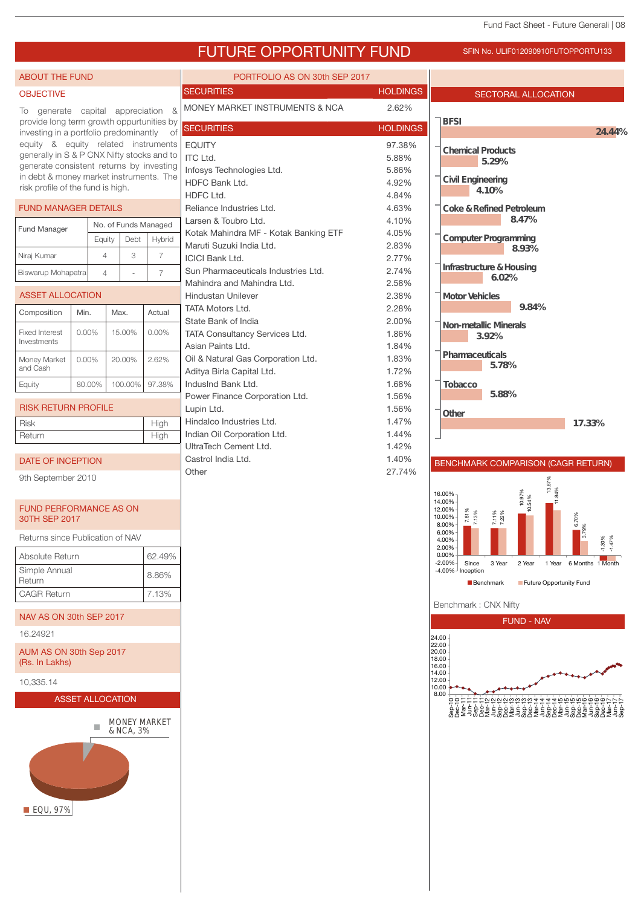# FUTURE OPPORTUNITY FUND

SFIN No. ULIF012090910FUTOPPORTU133

## ABOUT THE FUND

### OBJECTIVE

To generate capital appreciation & provide long term growth oppurtunities by investing in a portfolio predominantly of equity & equity related instruments generally in S & P CNX Nifty stocks and to generate consistent returns by investing in debt & money market instruments. The risk profile of the fund is high.

### FUND MANAGER DETAILS

| Fund Manager | No. of Funds Managed | | |
|---|---|---|---|
| | Equity | Debt | Hybrid |
| Niraj Kumar | 4 | 3 | 7 |
| Biswarup Mohapatra | 4 | - | 7 |

### ASSET ALLOCATION

| Composition | Min. | Max. | Actual |
|---|---|---|---|
| Fixed Interest Investments | 0.00% | 15.00% | 0.00% |
| Money Market and Cash | 0.00% | 20.00% | 2.62% |
| Equity | 80.00% | 100.00% | 97.38% |

### RISK RETURN PROFILE

| | |
|---|---|
| Risk | High |
| Return | High |

### DATE OF INCEPTION

9th September 2010

### FUND PERFORMANCE AS ON 30TH SEP 2017

Returns since Publication of NAV

| | |
|---|---|
| Absolute Return | 62.49% |
| Simple Annual Return | 8.86% |
| CAGR Return | 7.13% |

### NAV AS ON 30th SEP 2017

16.24921

### AUM AS ON 30th Sep 2017 (Rs. In Lakhs)

10,335.14

### ASSET ALLOCATION

MONEY MARKET & NCA, 3%

EQU, 97%

## PORTFOLIO AS ON 30th SEP 2017

| SECURITIES | HOLDINGS |
|---|---|
| MONEY MARKET INSTRUMENTS & NCA | 2.62% |

| SECURITIES | HOLDINGS |
|---|---|
| EQUITY | 97.38% |
| ITC Ltd. | 5.88% |
| Infosys Technologies Ltd. | 5.86% |
| HDFC Bank Ltd. | 4.92% |
| HDFC Ltd. | 4.84% |
| Reliance Industries Ltd. | 4.63% |
| Larsen & Toubro Ltd. | 4.10% |
| Kotak Mahindra MF - Kotak Banking ETF | 4.05% |
| Maruti Suzuki India Ltd. | 2.83% |
| ICICI Bank Ltd. | 2.77% |
| Sun Pharmaceuticals Industries Ltd. | 2.74% |
| Mahindra and Mahindra Ltd. | 2.58% |
| Hindustan Unilever | 2.38% |
| TATA Motors Ltd. | 2.28% |
| State Bank of India | 2.00% |
| TATA Consultancy Services Ltd. | 1.86% |
| Asian Paints Ltd. | 1.84% |
| Oil & Natural Gas Corporation Ltd. | 1.83% |
| Aditya Birla Capital Ltd. | 1.72% |
| IndusInd Bank Ltd. | 1.68% |
| Power Finance Corporation Ltd. | 1.56% |
| Lupin Ltd. | 1.56% |
| Hindalco Industries Ltd. | 1.47% |
| Indian Oil Corporation Ltd. | 1.44% |
| UltraTech Cement Ltd. | 1.42% |
| Castrol India Ltd. | 1.40% |
| Other | 27.74% |

## SECTORAL ALLOCATION

| Sector | Allocation |
|---|---|
| BFSI | 24.44% |
| Chemical Products | 5.29% |
| Civil Engineering | 4.10% |
| Coke & Refined Petroleum | 8.47% |
| Computer Programming | 8.93% |
| Infrastructure & Housing | 6.02% |
| Motor Vehicles | 9.84% |
| Non-metallic Minerals | 3.92% |
| Pharmaceuticals | 5.78% |
| Tobacco | 5.88% |
| Other | 17.33% |

## BENCHMARK COMPARISON (CAGR RETURN)

| | Since Inception | 3 Year | 2 Year | 1 Year | 6 Months | 1 Month |
|---|---|---|---|---|---|---|
| Benchmark | 7.81% | 7.11% | 10.97% | 13.67% | 6.70% | -1.30% |
| Future Opportunity Fund | 7.13% | 7.22% | 10.54% | 11.84% | 3.79% | -1.47% |

Benchmark : CNX Nifty

## FUND - NAV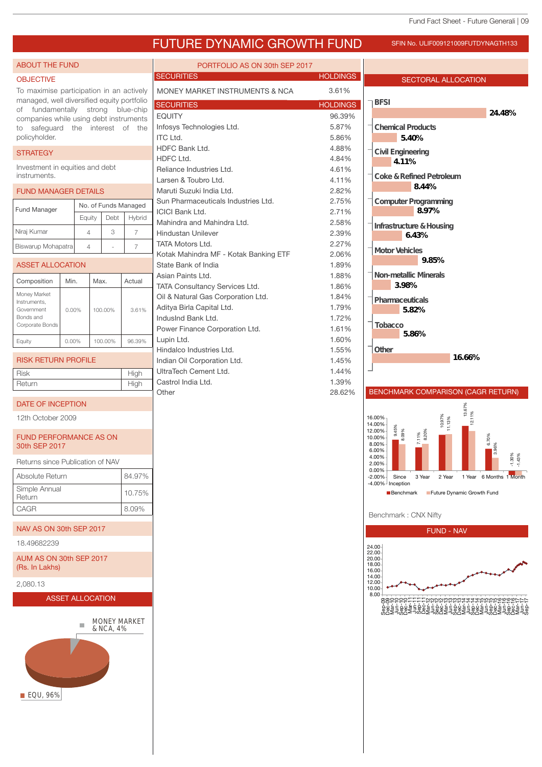# FUTURE DYNAMIC GROWTH FUND

SFIN No. ULIF009121009FUTDYNAGTH133

## ABOUT THE FUND

### OBJECTIVE

To maximise participation in an actively managed, well diversified equity portfolio of fundamentally strong blue-chip companies while using debt instruments to safeguard the interest of the policyholder.

### STRATEGY

Investment in equities and debt instruments.

### FUND MANAGER DETAILS

| Fund Manager | No. of Funds Managed | | |
|---|---|---|---|
| | Equity | Debt | Hybrid |
| Niraj Kumar | 4 | 3 | 7 |
| Biswarup Mohapatra | 4 | - | 7 |

### ASSET ALLOCATION

| Composition | Min. | Max. | Actual |
|---|---|---|---|
| Money Market Instruments, Government Bonds and Corporate Bonds | 0.00% | 100.00% | 3.61% |
| Equity | 0.00% | 100.00% | 96.39% |

### RISK RETURN PROFILE

| | |
|---|---|
| Risk | High |
| Return | High |

### DATE OF INCEPTION

12th October 2009

### FUND PERFORMANCE AS ON 30th SEP 2017

Returns since Publication of NAV

| | |
|---|---|
| Absolute Return | 84.97% |
| Simple Annual Return | 10.75% |
| CAGR | 8.09% |

### NAV AS ON 30th SEP 2017

18.49682239

### AUM AS ON 30th SEP 2017 (Rs. In Lakhs)

2,080.13

### ASSET ALLOCATION

MONEY MARKET & NCA, 4%

EQU, 96%

## PORTFOLIO AS ON 30th SEP 2017

| SECURITIES | HOLDINGS |
|---|---|
| MONEY MARKET INSTRUMENTS & NCA | 3.61% |

| SECURITIES | HOLDINGS |
|---|---|
| EQUITY | 96.39% |
| Infosys Technologies Ltd. | 5.87% |
| ITC Ltd. | 5.86% |
| HDFC Bank Ltd. | 4.88% |
| HDFC Ltd. | 4.84% |
| Reliance Industries Ltd. | 4.61% |
| Larsen & Toubro Ltd. | 4.11% |
| Maruti Suzuki India Ltd. | 2.82% |
| Sun Pharmaceuticals Industries Ltd. | 2.75% |
| ICICI Bank Ltd. | 2.71% |
| Mahindra and Mahindra Ltd. | 2.58% |
| Hindustan Unilever | 2.39% |
| TATA Motors Ltd. | 2.27% |
| Kotak Mahindra MF - Kotak Banking ETF | 2.06% |
| State Bank of India | 1.89% |
| Asian Paints Ltd. | 1.88% |
| TATA Consultancy Services Ltd. | 1.86% |
| Oil & Natural Gas Corporation Ltd. | 1.84% |
| Aditya Birla Capital Ltd. | 1.79% |
| IndusInd Bank Ltd. | 1.72% |
| Power Finance Corporation Ltd. | 1.61% |
| Lupin Ltd. | 1.60% |
| Hindalco Industries Ltd. | 1.55% |
| Indian Oil Corporation Ltd. | 1.45% |
| UltraTech Cement Ltd. | 1.44% |
| Castrol India Ltd. | 1.39% |
| Other | 28.62% |

## SECTORAL ALLOCATION

| Sector | Allocation |
|---|---|
| BFSI | 24.48% |
| Chemical Products | 5.40% |
| Civil Engineering | 4.11% |
| Coke & Refined Petroleum | 8.44% |
| Computer Programming | 8.97% |
| Infrastructure & Housing | 6.43% |
| Motor Vehicles | 9.85% |
| Non-metallic Minerals | 3.98% |
| Pharmaceuticals | 5.82% |
| Tobacco | 5.86% |
| Other | 16.66% |

## BENCHMARK COMPARISON (CAGR RETURN)

| | Since Inception | 3 Year | 2 Year | 1 Year | 6 Months | 1 Month |
|---|---|---|---|---|---|---|
| Benchmark | 9.45% | 7.11% | 10.97% | 13.67% | 6.70% | -1.30% |
| Future Dynamic Growth Fund | 8.09% | 8.20% | 11.13% | 12.11% | 3.96% | -1.43% |

Benchmark : CNX Nifty

## FUND - NAV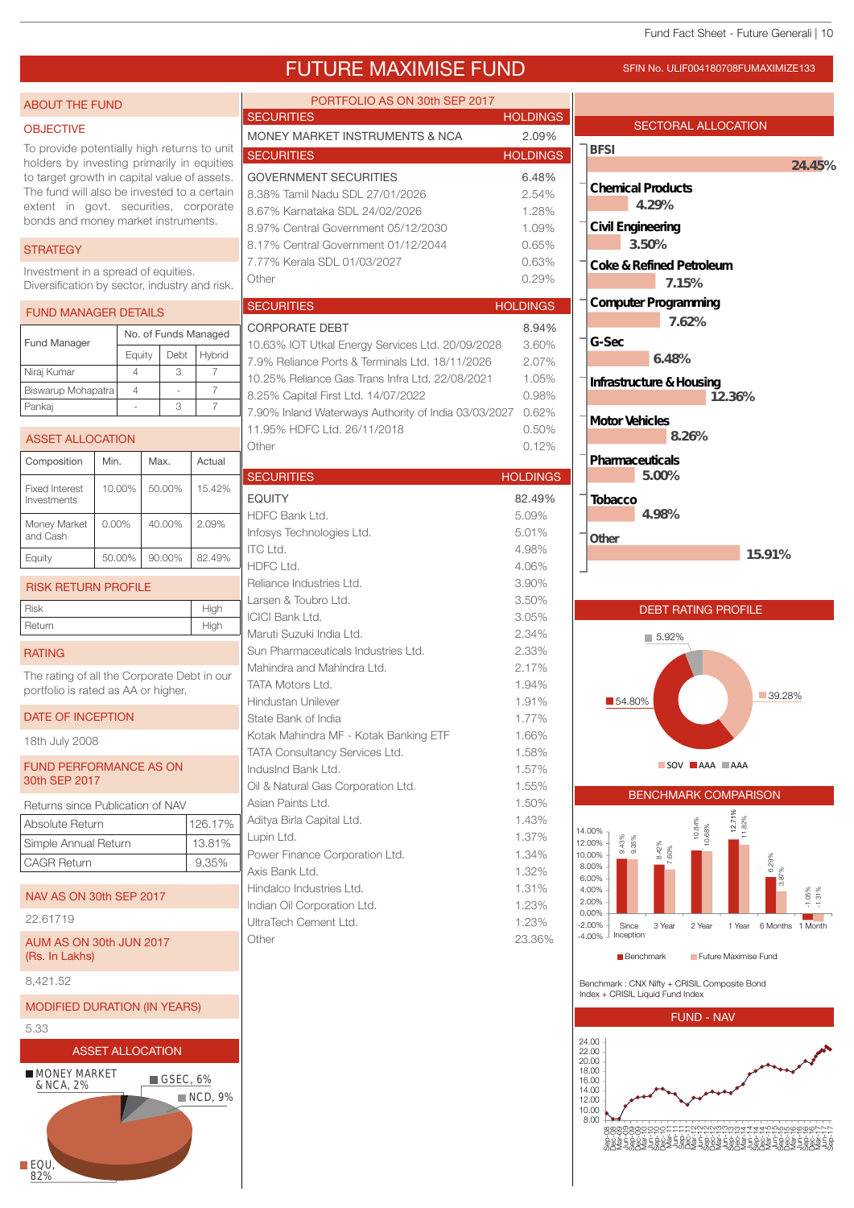# FUTURE MAXIMISE FUND

SFIN No. ULIF004180708FUMAXIMIZE133

## ABOUT THE FUND

### OBJECTIVE

To provide potentially high returns to unit holders by investing primarily in equities to target growth in capital value of assets. The fund will also be invested to a certain extent in govt. securities, corporate bonds and money market instruments.

### STRATEGY

Investment in a spread of equities. Diversification by sector, industry and risk.

### FUND MANAGER DETAILS

| Fund Manager | No. of Funds Managed | | |
|---|---|---|---|
| | Equity | Debt | Hybrid |
| Niraj Kumar | 4 | 3 | 7 |
| Biswarup Mohapatra | 4 | - | 7 |
| Pankaj | - | 3 | 7 |

### ASSET ALLOCATION

| Composition | Min. | Max. | Actual |
|---|---|---|---|
| Fixed Interest Investments | 10.00% | 50.00% | 15.42% |
| Money Market and Cash | 0.00% | 40.00% | 2.09% |
| Equity | 50.00% | 90.00% | 82.49% |

### RISK RETURN PROFILE

| Risk | High |
|---|---|
| Return | High |

### RATING

The rating of all the Corporate Debt in our portfolio is rated as AA or higher.

### DATE OF INCEPTION

18th July 2008

### FUND PERFORMANCE AS ON 30th SEP 2017

Returns since Publication of NAV

| Absolute Return | 126.17% |
|---|---|
| Simple Annual Return | 13.81% |
| CAGR Return | 9.35% |

### NAV AS ON 30th SEP 2017

22.61719

### AUM AS ON 30th JUN 2017 (Rs. In Lakhs)

8,421.52

### MODIFIED DURATION (IN YEARS)

5.33

### ASSET ALLOCATION

MONEY MARKET & NCA, 2%; GSEC, 6%; NCD, 9%; EQU, 82%

## PORTFOLIO AS ON 30th SEP 2017

| SECURITIES | HOLDINGS |
|---|---|
| MONEY MARKET INSTRUMENTS & NCA | 2.09% |

| SECURITIES | HOLDINGS |
|---|---|
| GOVERNMENT SECURITIES | 6.48% |
| 8.38% Tamil Nadu SDL 27/01/2026 | 2.54% |
| 8.67% Karnataka SDL 24/02/2026 | 1.28% |
| 8.97% Central Government 05/12/2030 | 1.09% |
| 8.17% Central Government 01/12/2044 | 0.65% |
| 7.77% Kerala SDL 01/03/2027 | 0.63% |
| Other | 0.29% |

| SECURITIES | HOLDINGS |
|---|---|
| CORPORATE DEBT | 8.94% |
| 10.63% IOT Utkal Energy Services Ltd. 20/09/2028 | 3.60% |
| 7.9% Reliance Ports & Terminals Ltd. 18/11/2026 | 2.07% |
| 10.25% Reliance Gas Trans Infra Ltd. 22/08/2021 | 1.05% |
| 8.25% Capital First Ltd. 14/07/2022 | 0.98% |
| 7.90% Inland Waterways Authority of India 03/03/2027 | 0.62% |
| 11.95% HDFC Ltd. 26/11/2018 | 0.50% |
| Other | 0.12% |

| SECURITIES | HOLDINGS |
|---|---|
| EQUITY | 82.49% |
| HDFC Bank Ltd. | 5.09% |
| Infosys Technologies Ltd. | 5.01% |
| ITC Ltd. | 4.98% |
| HDFC Ltd. | 4.06% |
| Reliance Industries Ltd. | 3.90% |
| Larsen & Toubro Ltd. | 3.50% |
| ICICI Bank Ltd. | 3.05% |
| Maruti Suzuki India Ltd. | 2.34% |
| Sun Pharmaceuticals Industries Ltd. | 2.33% |
| Mahindra and Mahindra Ltd. | 2.17% |
| TATA Motors Ltd. | 1.94% |
| Hindustan Unilever | 1.91% |
| State Bank of India | 1.77% |
| Kotak Mahindra MF - Kotak Banking ETF | 1.66% |
| TATA Consultancy Services Ltd. | 1.58% |
| IndusInd Bank Ltd. | 1.57% |
| Oil & Natural Gas Corporation Ltd. | 1.55% |
| Asian Paints Ltd. | 1.50% |
| Aditya Birla Capital Ltd. | 1.43% |
| Lupin Ltd. | 1.37% |
| Power Finance Corporation Ltd. | 1.34% |
| Axis Bank Ltd. | 1.32% |
| Hindalco Industries Ltd. | 1.31% |
| Indian Oil Corporation Ltd. | 1.23% |
| UltraTech Cement Ltd. | 1.23% |
| Other | 23.36% |

## SECTORAL ALLOCATION

| Sector | Allocation |
|---|---|
| BFSI | 24.45% |
| Chemical Products | 4.29% |
| Civil Engineering | 3.50% |
| Coke & Refined Petroleum | 7.15% |
| Computer Programming | 7.62% |
| G-Sec | 6.48% |
| Infrastructure & Housing | 12.36% |
| Motor Vehicles | 8.26% |
| Pharmaceuticals | 5.00% |
| Tobacco | 4.98% |
| Other | 15.91% |

## DEBT RATING PROFILE

SOV 39.28%; AAA 54.80%; AAA 5.92%

## BENCHMARK COMPARISON

| | Since Inception | 3 Year | 2 Year | 1 Year | 6 Months | 1 Month |
|---|---|---|---|---|---|---|
| Benchmark | 9.43% | 8.42% | 10.84% | 12.71% | 6.29% | -1.05% |
| Future Maximise Fund | 9.35% | 7.60% | 10.68% | 11.82% | 3.87% | -1.31% |

Benchmark : CNX Nifty + CRISIL Composite Bond Index + CRISIL Liquid Fund Index

## FUND - NAV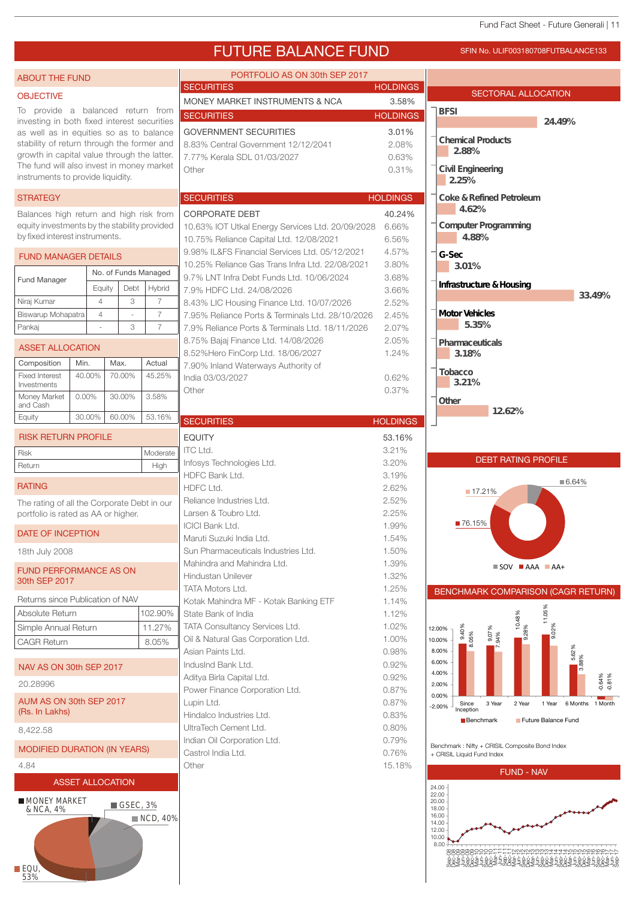# FUTURE BALANCE FUND

SFIN No. ULIF003180708FUTBALANCE133

## ABOUT THE FUND

### OBJECTIVE

To provide a balanced return from investing in both fixed interest securities as well as in equities so as to balance stability of return through the former and growth in capital value through the latter. The fund will also invest in money market instruments to provide liquidity.

### STRATEGY

Balances high return and high risk from equity investments by the stability provided by fixed interest instruments.

### FUND MANAGER DETAILS

| Fund Manager | No. of Funds Managed | | |
|---|---|---|---|
| | Equity | Debt | Hybrid |
| Niraj Kumar | 4 | 3 | 7 |
| Biswarup Mohapatra | 4 | - | 7 |
| Pankaj | - | 3 | 7 |

### ASSET ALLOCATION

| Composition | Min. | Max. | Actual |
|---|---|---|---|
| Fixed Interest Investments | 40.00% | 70.00% | 45.25% |
| Money Market and Cash | 0.00% | 30.00% | 3.58% |
| Equity | 30.00% | 60.00% | 53.16% |

### RISK RETURN PROFILE

| Risk | Moderate |
|---|---|
| Return | High |

### RATING

The rating of all the Corporate Debt in our portfolio is rated as AA or higher.

### DATE OF INCEPTION

18th July 2008

### FUND PERFORMANCE AS ON 30th SEP 2017

Returns since Publication of NAV

| | |
|---|---|
| Absolute Return | 102.90% |
| Simple Annual Return | 11.27% |
| CAGR Return | 8.05% |

### NAV AS ON 30th SEP 2017

20.28996

### AUM AS ON 30th SEP 2017 (Rs. In Lakhs)

8,422.58

### MODIFIED DURATION (IN YEARS)

4.84

### ASSET ALLOCATION

MONEY MARKET & NCA, 4%; GSEC, 3%; NCD, 40%; EQU, 53%

## PORTFOLIO AS ON 30th SEP 2017

| SECURITIES | HOLDINGS |
|---|---|
| MONEY MARKET INSTRUMENTS & NCA | 3.58% |

| SECURITIES | HOLDINGS |
|---|---|
| GOVERNMENT SECURITIES | 3.01% |
| 8.83% Central Government 12/12/2041 | 2.08% |
| 7.77% Kerala SDL 01/03/2027 | 0.63% |
| Other | 0.31% |

| SECURITIES | HOLDINGS |
|---|---|
| CORPORATE DEBT | 40.24% |
| 10.63% IOT Utkal Energy Services Ltd. 20/09/2028 | 6.66% |
| 10.75% Reliance Capital Ltd. 12/08/2021 | 6.56% |
| 9.98% IL&FS Financial Services Ltd. 05/12/2021 | 4.57% |
| 10.25% Reliance Gas Trans Infra Ltd. 22/08/2021 | 3.80% |
| 9.7% LNT Infra Debt Funds Ltd. 10/06/2024 | 3.68% |
| 7.9% HDFC Ltd. 24/08/2026 | 3.66% |
| 8.43% LIC Housing Finance Ltd. 10/07/2026 | 2.52% |
| 7.95% Reliance Ports & Terminals Ltd. 28/10/2026 | 2.45% |
| 7.9% Reliance Ports & Terminals Ltd. 18/11/2026 | 2.07% |
| 8.75% Bajaj Finance Ltd. 14/08/2026 | 2.05% |
| 8.52%Hero FinCorp Ltd. 18/06/2027 | 1.24% |
| 7.90% Inland Waterways Authority of India 03/03/2027 | 0.62% |
| Other | 0.37% |

| SECURITIES | HOLDINGS |
|---|---|
| EQUITY | 53.16% |
| ITC Ltd. | 3.21% |
| Infosys Technologies Ltd. | 3.20% |
| HDFC Bank Ltd. | 3.19% |
| HDFC Ltd. | 2.62% |
| Reliance Industries Ltd. | 2.52% |
| Larsen & Toubro Ltd. | 2.25% |
| ICICI Bank Ltd. | 1.99% |
| Maruti Suzuki India Ltd. | 1.54% |
| Sun Pharmaceuticals Industries Ltd. | 1.50% |
| Mahindra and Mahindra Ltd. | 1.39% |
| Hindustan Unilever | 1.32% |
| TATA Motors Ltd. | 1.25% |
| Kotak Mahindra MF - Kotak Banking ETF | 1.14% |
| State Bank of India | 1.12% |
| TATA Consultancy Services Ltd. | 1.02% |
| Oil & Natural Gas Corporation Ltd. | 1.00% |
| Asian Paints Ltd. | 0.98% |
| IndusInd Bank Ltd. | 0.92% |
| Aditya Birla Capital Ltd. | 0.92% |
| Power Finance Corporation Ltd. | 0.87% |
| Lupin Ltd. | 0.87% |
| Hindalco Industries Ltd. | 0.83% |
| UltraTech Cement Ltd. | 0.80% |
| Indian Oil Corporation Ltd. | 0.79% |
| Castrol India Ltd. | 0.76% |
| Other | 15.18% |

## SECTORAL ALLOCATION

| Sector | Allocation |
|---|---|
| BFSI | 24.49% |
| Chemical Products | 2.88% |
| Civil Engineering | 2.25% |
| Coke & Refined Petroleum | 4.62% |
| Computer Programming | 4.88% |
| G-Sec | 3.01% |
| Infrastructure & Housing | 33.49% |
| Motor Vehicles | 5.35% |
| Pharmaceuticals | 3.18% |
| Tobacco | 3.21% |
| Other | 12.62% |

## DEBT RATING PROFILE

SOV 6.64%; AAA 76.15%; AA+ 17.21%

## BENCHMARK COMPARISON (CAGR RETURN)

| | Since Inception | 3 Year | 2 Year | 1 Year | 6 Months | 1 Month |
|---|---|---|---|---|---|---|
| Benchmark | 9.40% | 9.07% | 10.48% | 11.05% | 5.62% | -0.64% |
| Future Balance Fund | 8.05% | 7.94% | 9.28% | 9.02% | 3.88% | -0.81% |

Benchmark : Nifty + CRISIL Composite Bond Index + CRISIL Liquid Fund Index

## FUND - NAV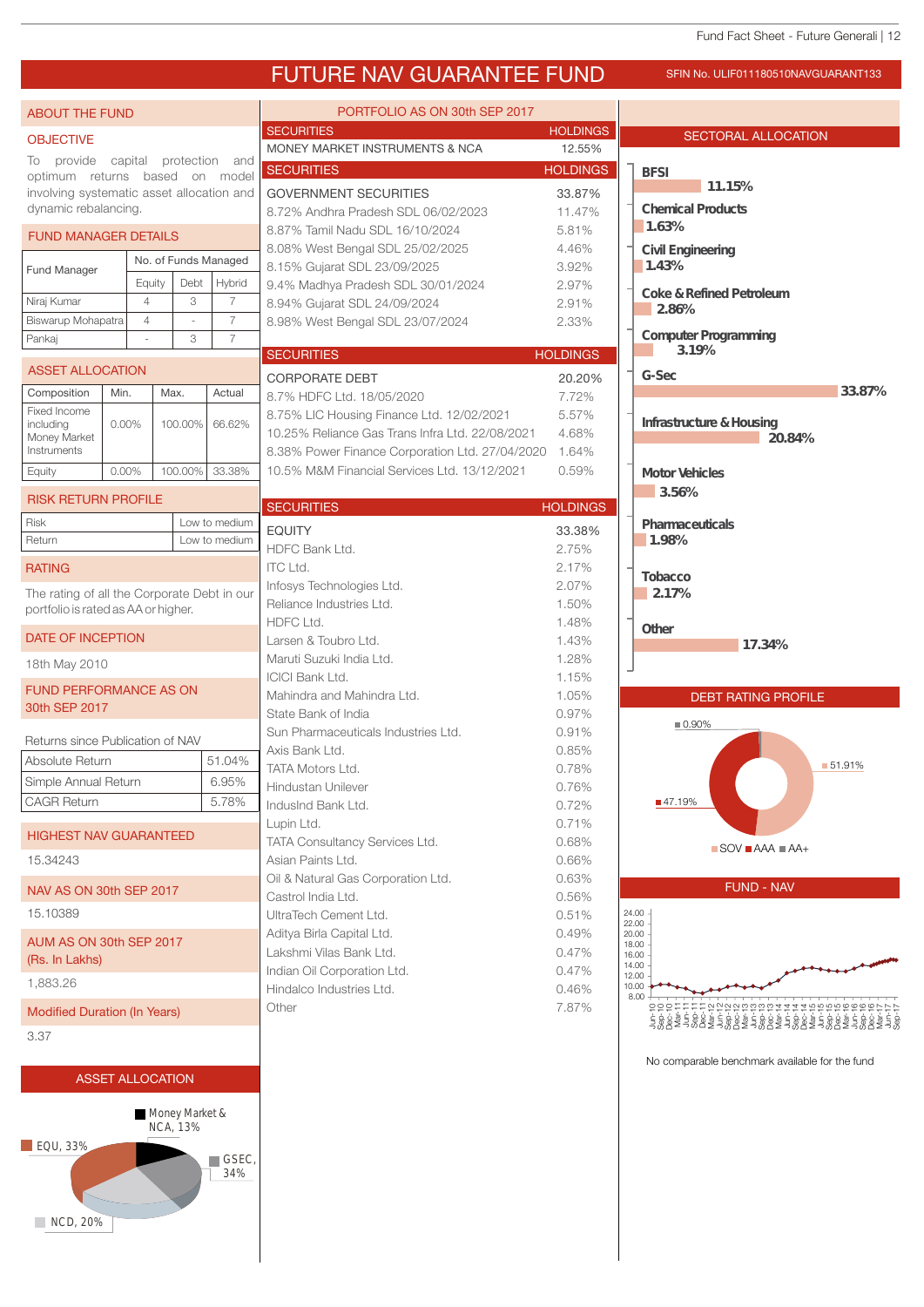# FUTURE NAV GUARANTEE FUND

SFIN No. ULIF011180510NAVGUARANT133

## ABOUT THE FUND

### OBJECTIVE

To provide capital protection and optimum returns based on model involving systematic asset allocation and dynamic rebalancing.

### FUND MANAGER DETAILS

| Fund Manager | No. of Funds Managed | | |
|---|---|---|---|
| | Equity | Debt | Hybrid |
| Niraj Kumar | 4 | 3 | 7 |
| Biswarup Mohapatra | 4 | - | 7 |
| Pankaj | - | 3 | 7 |

### ASSET ALLOCATION

| Composition | Min. | Max. | Actual |
|---|---|---|---|
| Fixed Income including Money Market Instruments | 0.00% | 100.00% | 66.62% |
| Equity | 0.00% | 100.00% | 33.38% |

### RISK RETURN PROFILE

| | |
|---|---|
| Risk | Low to medium |
| Return | Low to medium |

### RATING

The rating of all the Corporate Debt in our portfolio is rated as AA or higher.

### DATE OF INCEPTION

18th May 2010

### FUND PERFORMANCE AS ON 30th SEP 2017

Returns since Publication of NAV

| | |
|---|---|
| Absolute Return | 51.04% |
| Simple Annual Return | 6.95% |
| CAGR Return | 5.78% |

### HIGHEST NAV GUARANTEED

15.34243

### NAV AS ON 30th SEP 2017

15.10389

### AUM AS ON 30th SEP 2017 (Rs. In Lakhs)

1,883.26

### Modified Duration (In Years)

3.37

### ASSET ALLOCATION

Money Market & NCA, 13%; EQU, 33%; GSEC, 34%; NCD, 20%

## PORTFOLIO AS ON 30th SEP 2017

| SECURITIES | HOLDINGS |
|---|---|
| MONEY MARKET INSTRUMENTS & NCA | 12.55% |

| SECURITIES | HOLDINGS |
|---|---|
| GOVERNMENT SECURITIES | 33.87% |
| 8.72% Andhra Pradesh SDL 06/02/2023 | 11.47% |
| 8.87% Tamil Nadu SDL 16/10/2024 | 5.81% |
| 8.08% West Bengal SDL 25/02/2025 | 4.46% |
| 8.15% Gujarat SDL 23/09/2025 | 3.92% |
| 9.4% Madhya Pradesh SDL 30/01/2024 | 2.97% |
| 8.94% Gujarat SDL 24/09/2024 | 2.91% |
| 8.98% West Bengal SDL 23/07/2024 | 2.33% |

| SECURITIES | HOLDINGS |
|---|---|
| CORPORATE DEBT | 20.20% |
| 8.7% HDFC Ltd. 18/05/2020 | 7.72% |
| 8.75% LIC Housing Finance Ltd. 12/02/2021 | 5.57% |
| 10.25% Reliance Gas Trans Infra Ltd. 22/08/2021 | 4.68% |
| 8.38% Power Finance Corporation Ltd. 27/04/2020 | 1.64% |
| 10.5% M&M Financial Services Ltd. 13/12/2021 | 0.59% |

| SECURITIES | HOLDINGS |
|---|---|
| EQUITY | 33.38% |
| HDFC Bank Ltd. | 2.75% |
| ITC Ltd. | 2.17% |
| Infosys Technologies Ltd. | 2.07% |
| Reliance Industries Ltd. | 1.50% |
| HDFC Ltd. | 1.48% |
| Larsen & Toubro Ltd. | 1.43% |
| Maruti Suzuki India Ltd. | 1.28% |
| ICICI Bank Ltd. | 1.15% |
| Mahindra and Mahindra Ltd. | 1.05% |
| State Bank of India | 0.97% |
| Sun Pharmaceuticals Industries Ltd. | 0.91% |
| Axis Bank Ltd. | 0.85% |
| TATA Motors Ltd. | 0.78% |
| Hindustan Unilever | 0.76% |
| IndusInd Bank Ltd. | 0.72% |
| Lupin Ltd. | 0.71% |
| TATA Consultancy Services Ltd. | 0.68% |
| Asian Paints Ltd. | 0.66% |
| Oil & Natural Gas Corporation Ltd. | 0.63% |
| Castrol India Ltd. | 0.56% |
| UltraTech Cement Ltd. | 0.51% |
| Aditya Birla Capital Ltd. | 0.49% |
| Lakshmi Vilas Bank Ltd. | 0.47% |
| Indian Oil Corporation Ltd. | 0.47% |
| Hindalco Industries Ltd. | 0.46% |
| Other | 7.87% |

## SECTORAL ALLOCATION

| Sector | Allocation |
|---|---|
| BFSI | 11.15% |
| Chemical Products | 1.63% |
| Civil Engineering | 1.43% |
| Coke & Refined Petroleum | 2.86% |
| Computer Programming | 3.19% |
| G-Sec | 33.87% |
| Infrastructure & Housing | 20.84% |
| Motor Vehicles | 3.56% |
| Pharmaceuticals | 1.98% |
| Tobacco | 2.17% |
| Other | 17.34% |

## DEBT RATING PROFILE

SOV 51.91%; AAA 47.19%; AA+ 0.90%

## FUND - NAV

No comparable benchmark available for the fund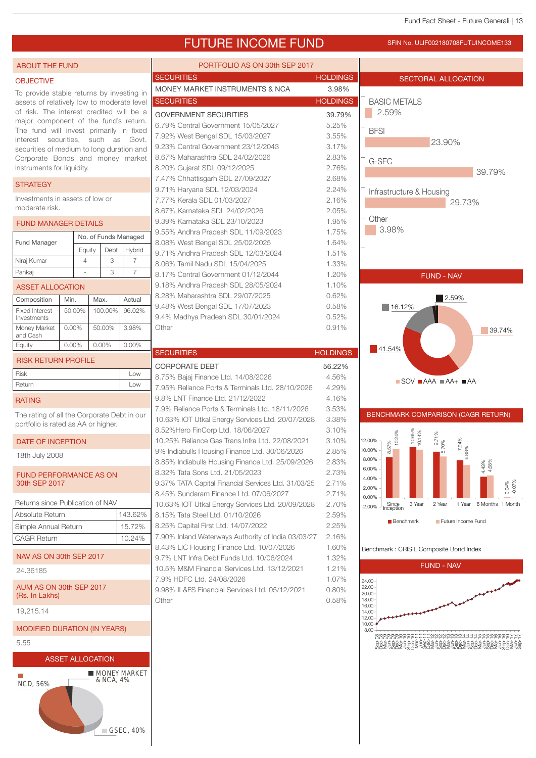# FUTURE INCOME FUND

SFIN No. ULIF002180708FUTUINCOME133

## ABOUT THE FUND

### OBJECTIVE

To provide stable returns by investing in assets of relatively low to moderate level of risk. The interest credited will be a major component of the fund's return. The fund will invest primarily in fixed interest securities, such as Govt. securities of medium to long duration and Corporate Bonds and money market instruments for liquidity.

### STRATEGY

Investments in assets of low or moderate risk.

### FUND MANAGER DETAILS

| Fund Manager | No. of Funds Managed | | |
|---|---|---|---|
| | Equity | Debt | Hybrid |
| Niraj Kumar | 4 | 3 | 7 |
| Pankaj | - | 3 | 7 |

### ASSET ALLOCATION

| Composition | Min. | Max. | Actual |
|---|---|---|---|
| Fixed Interest Investments | 50.00% | 100.00% | 96.02% |
| Money Market and Cash | 0.00% | 50.00% | 3.98% |
| Equity | 0.00% | 0.00% | 0.00% |

### RISK RETURN PROFILE

| | |
|---|---|
| Risk | Low |
| Return | Low |

### RATING

The rating of all the Corporate Debt in our portfolio is rated as AA or higher.

### DATE OF INCEPTION

18th July 2008

### FUND PERFORMANCE AS ON 30th SEP 2017

Returns since Publication of NAV

| | |
|---|---|
| Absolute Return | 143.62% |
| Simple Annual Return | 15.72% |
| CAGR Return | 10.24% |

### NAV AS ON 30th SEP 2017

24.36185

### AUM AS ON 30th SEP 2017 (Rs. In Lakhs)

19,215.14

### MODIFIED DURATION (IN YEARS)

5.55

### ASSET ALLOCATION

NCD, 56%; MONEY MARKET & NCA, 4%; GSEC, 40%

## PORTFOLIO AS ON 30th SEP 2017

| SECURITIES | HOLDINGS |
|---|---|
| MONEY MARKET INSTRUMENTS & NCA | 3.98% |

| SECURITIES | HOLDINGS |
|---|---|
| GOVERNMENT SECURITIES | 39.79% |
| 6.79% Central Government 15/05/2027 | 5.25% |
| 7.92% West Bengal SDL 15/03/2027 | 3.55% |
| 9.23% Central Government 23/12/2043 | 3.17% |
| 8.67% Maharashtra SDL 24/02/2026 | 2.83% |
| 8.20% Gujarat SDL 09/12/2025 | 2.76% |
| 7.47% Chhattisgarh SDL 27/09/2027 | 2.68% |
| 9.71% Haryana SDL 12/03/2024 | 2.24% |
| 7.77% Kerala SDL 01/03/2027 | 2.16% |
| 8.67% Karnataka SDL 24/02/2026 | 2.05% |
| 9.39% Karnataka SDL 23/10/2023 | 1.95% |
| 9.55% Andhra Pradesh SDL 11/09/2023 | 1.75% |
| 8.08% West Bengal SDL 25/02/2025 | 1.64% |
| 9.71% Andhra Pradesh SDL 12/03/2024 | 1.51% |
| 8.06% Tamil Nadu SDL 15/04/2025 | 1.33% |
| 8.17% Central Government 01/12/2044 | 1.20% |
| 9.18% Andhra Pradesh SDL 28/05/2024 | 1.10% |
| 8.28% Maharashtra SDL 29/07/2025 | 0.62% |
| 9.48% West Bengal SDL 17/07/2023 | 0.58% |
| 9.4% Madhya Pradesh SDL 30/01/2024 | 0.52% |
| Other | 0.91% |

| SECURITIES | HOLDINGS |
|---|---|
| CORPORATE DEBT | 56.22% |
| 8.75% Bajaj Finance Ltd. 14/08/2026 | 4.56% |
| 7.95% Reliance Ports & Terminals Ltd. 28/10/2026 | 4.29% |
| 9.8% LNT Finance Ltd. 21/12/2022 | 4.16% |
| 7.9% Reliance Ports & Terminals Ltd. 18/11/2026 | 3.53% |
| 10.63% IOT Utkal Energy Services Ltd. 20/07/2028 | 3.38% |
| 8.52%Hero FinCorp Ltd. 18/06/2027 | 3.10% |
| 10.25% Reliance Gas Trans Infra Ltd. 22/08/2021 | 3.10% |
| 9% Indiabulls Housing Finance Ltd. 30/06/2026 | 2.85% |
| 8.85% Indiabulls Housing Finance Ltd. 25/09/2026 | 2.83% |
| 8.32% Tata Sons Ltd. 21/05/2023 | 2.73% |
| 9.37% TATA Capital Financial Services Ltd. 31/03/25 | 2.71% |
| 8.45% Sundaram Finance Ltd. 07/06/2027 | 2.71% |
| 10.63% IOT Utkal Energy Services Ltd. 20/09/2028 | 2.70% |
| 8.15% Tata Steel Ltd. 01/10/2026 | 2.59% |
| 8.25% Capital First Ltd. 14/07/2022 | 2.25% |
| 7.90% Inland Waterways Authority of India 03/03/27 | 2.16% |
| 8.43% LIC Housing Finance Ltd. 10/07/2026 | 1.60% |
| 9.7% LNT Infra Debt Funds Ltd. 10/06/2024 | 1.32% |
| 10.5% M&M Financial Services Ltd. 13/12/2021 | 1.21% |
| 7.9% HDFC Ltd. 24/08/2026 | 1.07% |
| 9.98% IL&FS Financial Services Ltd. 05/12/2021 | 0.80% |
| Other | 0.58% |

## SECTORAL ALLOCATION

| Sector | Allocation |
|---|---|
| BASIC METALS | 2.59% |
| BFSI | 23.90% |
| G-SEC | 39.79% |
| Infrastructure & Housing | 29.73% |
| Other | 3.98% |

## FUND - NAV

| Rating | Allocation |
|---|---|
| SOV | 39.74% |
| AAA | 41.54% |
| AA+ | 16.12% |
| AA | 2.59% |

## BENCHMARK COMPARISON (CAGR RETURN)

| Period | Benchmark | Future Income Fund |
|---|---|---|
| Since Inception | 8.57% | 10.24% |
| 3 Year | 10.65% | 10.14% |
| 2 Year | 9.71% | 8.70% |
| 1 Year | 7.94% | 6.88% |
| 6 Months | 4.43% | 4.68% |
| 1 Month | 0.04% | 0.07% |

Benchmark : CRISIL Composite Bond Index

## FUND - NAV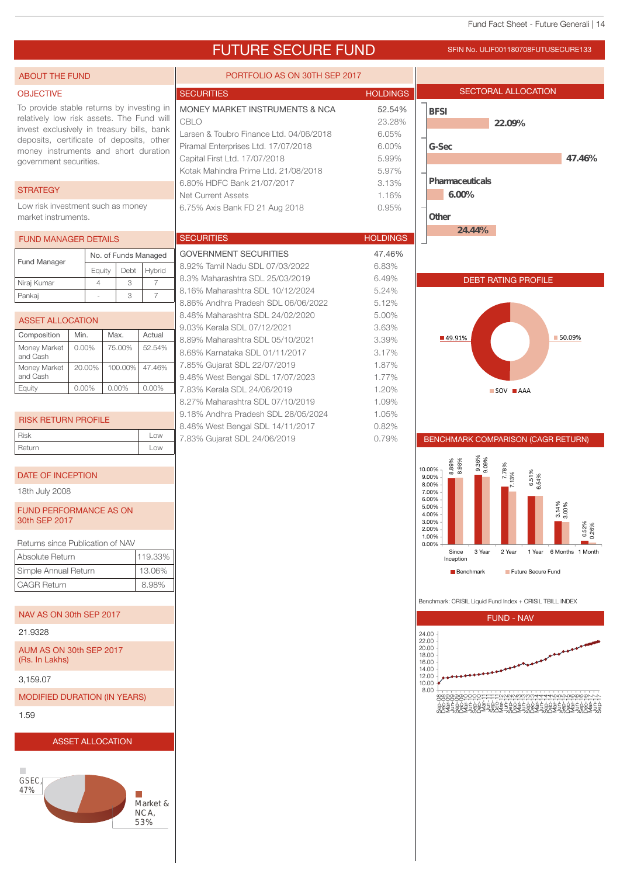# FUTURE SECURE FUND

SFIN No. ULIF001180708FUTUSECURE133

## ABOUT THE FUND

### OBJECTIVE

To provide stable returns by investing in relatively low risk assets. The Fund will invest exclusively in treasury bills, bank deposits, certificate of deposits, other money instruments and short duration government securities.

### STRATEGY

Low risk investment such as money market instruments.

## FUND MANAGER DETAILS

| Fund Manager | No. of Funds Managed | | |
|---|---|---|---|
| | Equity | Debt | Hybrid |
| Niraj Kumar | 4 | 3 | 7 |
| Pankaj | - | 3 | 7 |

## ASSET ALLOCATION

| Composition | Min. | Max. | Actual |
|---|---|---|---|
| Money Market and Cash | 0.00% | 75.00% | 52.54% |
| Money Market and Cash | 20.00% | 100.00% | 47.46% |
| Equity | 0.00% | 0.00% | 0.00% |

## RISK RETURN PROFILE

| Risk | Low |
|---|---|
| Return | Low |

## DATE OF INCEPTION

18th July 2008

## FUND PERFORMANCE AS ON 30th SEP 2017

Returns since Publication of NAV

| Absolute Return | 119.33% |
|---|---|
| Simple Annual Return | 13.06% |
| CAGR Return | 8.98% |

## NAV AS ON 30th SEP 2017

21.9328

## AUM AS ON 30th SEP 2017 (Rs. In Lakhs)

3,159.07

## MODIFIED DURATION (IN YEARS)

1.59

## ASSET ALLOCATION

GSEC, 47%

Market & NCA, 53%

## PORTFOLIO AS ON 30TH SEP 2017

| SECURITIES | HOLDINGS |
|---|---|
| MONEY MARKET INSTRUMENTS & NCA | 52.54% |
| CBLO | 23.28% |
| Larsen & Toubro Finance Ltd. 04/06/2018 | 6.05% |
| Piramal Enterprises Ltd. 17/07/2018 | 6.00% |
| Capital First Ltd. 17/07/2018 | 5.99% |
| Kotak Mahindra Prime Ltd. 21/08/2018 | 5.97% |
| 6.80% HDFC Bank 21/07/2017 | 3.13% |
| Net Current Assets | 1.16% |
| 6.75% Axis Bank FD 21 Aug 2018 | 0.95% |

| SECURITIES | HOLDINGS |
|---|---|
| GOVERNMENT SECURITIES | 47.46% |
| 8.92% Tamil Nadu SDL 07/03/2022 | 6.83% |
| 8.3% Maharashtra SDL 25/03/2019 | 6.49% |
| 8.16% Maharashtra SDL 10/12/2024 | 5.24% |
| 8.86% Andhra Pradesh SDL 06/06/2022 | 5.12% |
| 8.48% Maharashtra SDL 24/02/2020 | 5.00% |
| 9.03% Kerala SDL 07/12/2021 | 3.63% |
| 8.89% Maharashtra SDL 05/10/2021 | 3.39% |
| 8.68% Karnataka SDL 01/11/2017 | 3.17% |
| 7.85% Gujarat SDL 22/07/2019 | 1.87% |
| 9.48% West Bengal SDL 17/07/2023 | 1.77% |
| 7.83% Kerala SDL 24/06/2019 | 1.20% |
| 8.27% Maharashtra SDL 07/10/2019 | 1.09% |
| 9.18% Andhra Pradesh SDL 28/05/2024 | 1.05% |
| 8.48% West Bengal SDL 14/11/2017 | 0.82% |
| 7.83% Gujarat SDL 24/06/2019 | 0.79% |

## SECTORAL ALLOCATION

| Sector | Allocation |
|---|---|
| BFSI | 22.09% |
| G-Sec | 47.46% |
| Pharmaceuticals | 6.00% |
| Other | 24.44% |

## DEBT RATING PROFILE

| Rating | Share |
|---|---|
| SOV | 50.09% |
| AAA | 49.91% |

## BENCHMARK COMPARISON (CAGR RETURN)

| Period | Benchmark | Future Secure Fund |
|---|---|---|
| Since Inception | 8.89% | 8.98% |
| 3 Year | 9.36% | 9.09% |
| 2 Year | 7.78% | 7.13% |
| 1 Year | 6.51% | 6.54% |
| 6 Months | 3.14% | 3.00% |
| 1 Month | 0.52% | 0.26% |

Benchmark: CRISIL Liquid Fund Index + CRISIL TBILL INDEX

## FUND - NAV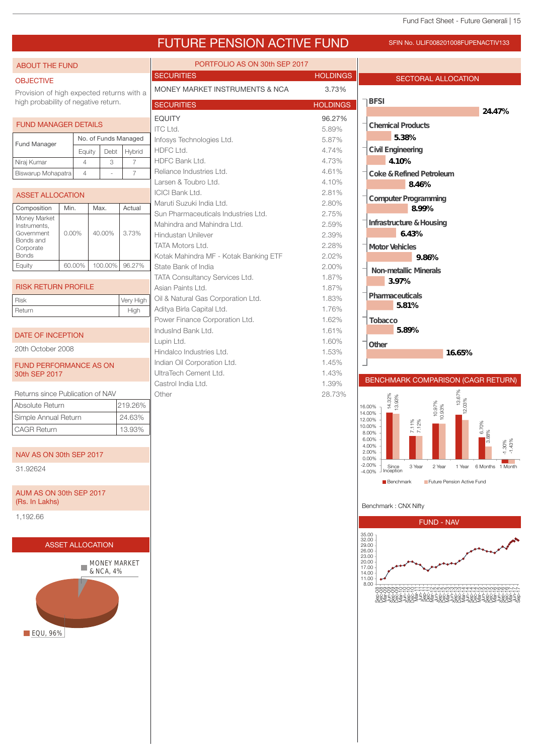# FUTURE PENSION ACTIVE FUND

SFIN No. ULIF008201008FUPENACTIV133

## ABOUT THE FUND

### OBJECTIVE

Provision of high expected returns with a high probability of negative return.

### FUND MANAGER DETAILS

| Fund Manager | No. of Funds Managed | | |
|---|---|---|---|
| | Equity | Debt | Hybrid |
| Niraj Kumar | 4 | 3 | 7 |
| Biswarup Mohapatra | 4 | - | 7 |

### ASSET ALLOCATION

| Composition | Min. | Max. | Actual |
|---|---|---|---|
| Money Market Instruments, Government Bonds and Corporate Bonds | 0.00% | 40.00% | 3.73% |
| Equity | 60.00% | 100.00% | 96.27% |

### RISK RETURN PROFILE

| | |
|---|---|
| Risk | Very High |
| Return | High |

### DATE OF INCEPTION

20th October 2008

### FUND PERFORMANCE AS ON 30th SEP 2017

Returns since Publication of NAV

| | |
|---|---|
| Absolute Return | 219.26% |
| Simple Annual Return | 24.63% |
| CAGR Return | 13.93% |

### NAV AS ON 30th SEP 2017

31.92624

### AUM AS ON 30th SEP 2017 (Rs. In Lakhs)

1,192.66

### ASSET ALLOCATION

MONEY MARKET & NCA, 4%

EQU, 96%

## PORTFOLIO AS ON 30th SEP 2017

| SECURITIES | HOLDINGS |
|---|---|
| MONEY MARKET INSTRUMENTS & NCA | 3.73% |

| SECURITIES | HOLDINGS |
|---|---|
| EQUITY | 96.27% |
| ITC Ltd. | 5.89% |
| Infosys Technologies Ltd. | 5.87% |
| HDFC Ltd. | 4.74% |
| HDFC Bank Ltd. | 4.73% |
| Reliance Industries Ltd. | 4.61% |
| Larsen & Toubro Ltd. | 4.10% |
| ICICI Bank Ltd. | 2.81% |
| Maruti Suzuki India Ltd. | 2.80% |
| Sun Pharmaceuticals Industries Ltd. | 2.75% |
| Mahindra and Mahindra Ltd. | 2.59% |
| Hindustan Unilever | 2.39% |
| TATA Motors Ltd. | 2.28% |
| Kotak Mahindra MF - Kotak Banking ETF | 2.02% |
| State Bank of India | 2.00% |
| TATA Consultancy Services Ltd. | 1.87% |
| Asian Paints Ltd. | 1.87% |
| Oil & Natural Gas Corporation Ltd. | 1.83% |
| Aditya Birla Capital Ltd. | 1.76% |
| Power Finance Corporation Ltd. | 1.62% |
| IndusInd Bank Ltd. | 1.61% |
| Lupin Ltd. | 1.60% |
| Hindalco Industries Ltd. | 1.53% |
| Indian Oil Corporation Ltd. | 1.45% |
| UltraTech Cement Ltd. | 1.43% |
| Castrol India Ltd. | 1.39% |
| Other | 28.73% |

## SECTORAL ALLOCATION

| Sector | Allocation |
|---|---|
| BFSI | 24.47% |
| Chemical Products | 5.38% |
| Civil Engineering | 4.10% |
| Coke & Refined Petroleum | 8.46% |
| Computer Programming | 8.99% |
| Infrastructure & Housing | 6.43% |
| Motor Vehicles | 9.86% |
| Non-metallic Minerals | 3.97% |
| Pharmaceuticals | 5.81% |
| Tobacco | 5.89% |
| Other | 16.65% |

## BENCHMARK COMPARISON (CAGR RETURN)

| | Since Inception | 3 Year | 2 Year | 1 Year | 6 Months | 1 Month |
|---|---|---|---|---|---|---|
| Benchmark | 14.32% | 7.11% | 10.97% | 13.67% | 6.70% | -1.30% |
| Future Pension Active Fund | 13.93% | 7.12% | 10.93% | 12.03% | 3.88% | -1.43% |

Benchmark : CNX Nifty

## FUND - NAV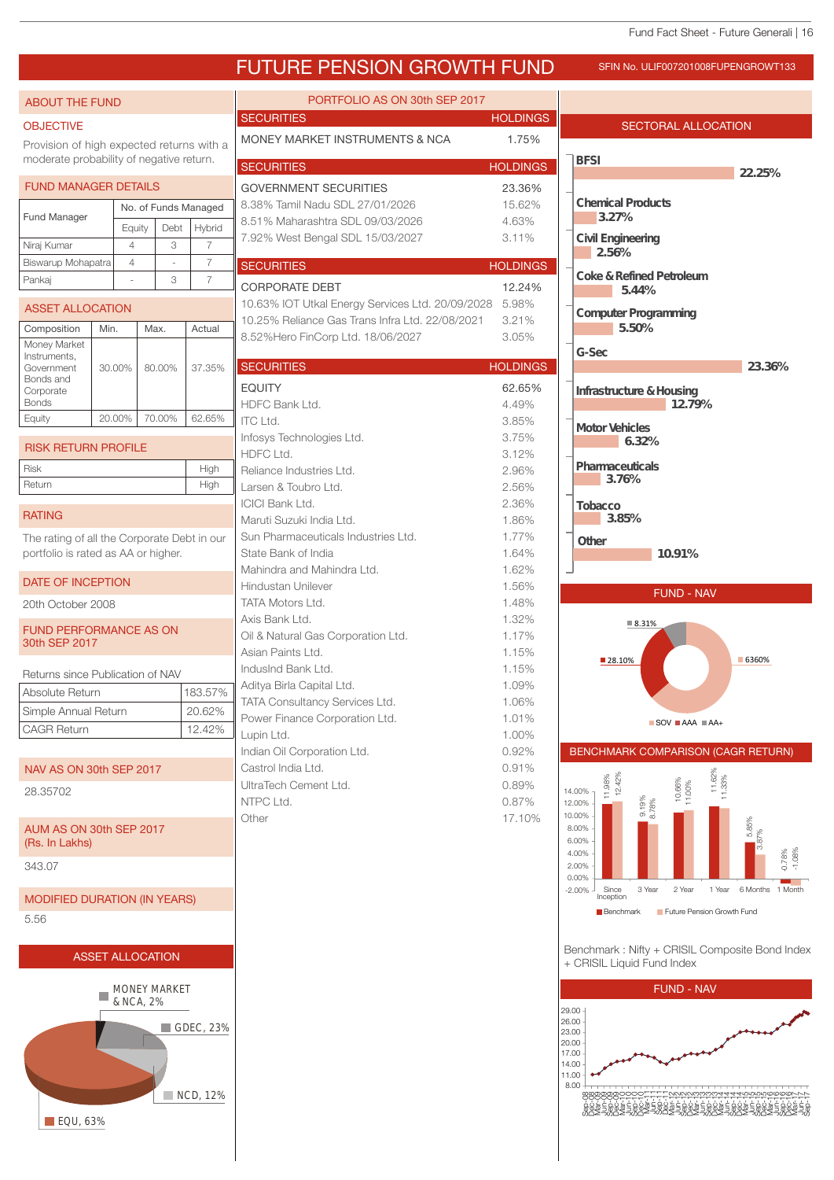# FUTURE PENSION GROWTH FUND

SFIN No. ULIF007201008FUPENGROWT133

## ABOUT THE FUND

### OBJECTIVE

Provision of high expected returns with a moderate probability of negative return.

### FUND MANAGER DETAILS

| Fund Manager | No. of Funds Managed | | |
|---|---|---|---|
| | Equity | Debt | Hybrid |
| Niraj Kumar | 4 | 3 | 7 |
| Biswarup Mohapatra | 4 | - | 7 |
| Pankaj | - | 3 | 7 |

### ASSET ALLOCATION

| Composition | Min. | Max. | Actual |
|---|---|---|---|
| Money Market Instruments, Government Bonds and Corporate Bonds | 30.00% | 80.00% | 37.35% |
| Equity | 20.00% | 70.00% | 62.65% |

### RISK RETURN PROFILE

| | |
|---|---|
| Risk | High |
| Return | High |

### RATING

The rating of all the Corporate Debt in our portfolio is rated as AA or higher.

### DATE OF INCEPTION

20th October 2008

### FUND PERFORMANCE AS ON 30th SEP 2017

Returns since Publication of NAV

| | |
|---|---|
| Absolute Return | 183.57% |
| Simple Annual Return | 20.62% |
| CAGR Return | 12.42% |

### NAV AS ON 30th SEP 2017

28.35702

### AUM AS ON 30th SEP 2017 (Rs. In Lakhs)

343.07

### MODIFIED DURATION (IN YEARS)

5.56

### ASSET ALLOCATION

MONEY MARKET & NCA, 2%; GDEC, 23%; NCD, 12%; EQU, 63%

## PORTFOLIO AS ON 30th SEP 2017

| SECURITIES | HOLDINGS |
|---|---|
| MONEY MARKET INSTRUMENTS & NCA | 1.75% |

| SECURITIES | HOLDINGS |
|---|---|
| GOVERNMENT SECURITIES | 23.36% |
| 8.38% Tamil Nadu SDL 27/01/2026 | 15.62% |
| 8.51% Maharashtra SDL 09/03/2026 | 4.63% |
| 7.92% West Bengal SDL 15/03/2027 | 3.11% |

| SECURITIES | HOLDINGS |
|---|---|
| CORPORATE DEBT | 12.24% |
| 10.63% IOT Utkal Energy Services Ltd. 20/09/2028 | 5.98% |
| 10.25% Reliance Gas Trans Infra Ltd. 22/08/2021 | 3.21% |
| 8.52%Hero FinCorp Ltd. 18/06/2027 | 3.05% |

| SECURITIES | HOLDINGS |
|---|---|
| EQUITY | 62.65% |
| HDFC Bank Ltd. | 4.49% |
| ITC Ltd. | 3.85% |
| Infosys Technologies Ltd. | 3.75% |
| HDFC Ltd. | 3.12% |
| Reliance Industries Ltd. | 2.96% |
| Larsen & Toubro Ltd. | 2.56% |
| ICICI Bank Ltd. | 2.36% |
| Maruti Suzuki India Ltd. | 1.86% |
| Sun Pharmaceuticals Industries Ltd. | 1.77% |
| State Bank of India | 1.64% |
| Mahindra and Mahindra Ltd. | 1.62% |
| Hindustan Unilever | 1.56% |
| TATA Motors Ltd. | 1.48% |
| Axis Bank Ltd. | 1.32% |
| Oil & Natural Gas Corporation Ltd. | 1.17% |
| Asian Paints Ltd. | 1.15% |
| IndusInd Bank Ltd. | 1.15% |
| Aditya Birla Capital Ltd. | 1.09% |
| TATA Consultancy Services Ltd. | 1.06% |
| Power Finance Corporation Ltd. | 1.01% |
| Lupin Ltd. | 1.00% |
| Indian Oil Corporation Ltd. | 0.92% |
| Castrol India Ltd. | 0.91% |
| UltraTech Cement Ltd. | 0.89% |
| NTPC Ltd. | 0.87% |
| Other | 17.10% |

## SECTORAL ALLOCATION

| Sector | Allocation |
|---|---|
| BFSI | 22.25% |
| Chemical Products | 3.27% |
| Civil Engineering | 2.56% |
| Coke & Refined Petroleum | 5.44% |
| Computer Programming | 5.50% |
| G-Sec | 23.36% |
| Infrastructure & Housing | 12.79% |
| Motor Vehicles | 6.32% |
| Pharmaceuticals | 3.76% |
| Tobacco | 3.85% |
| Other | 10.91% |

## FUND - NAV

SOV 63.60%; AAA 28.10%; AA+ 8.31%

## BENCHMARK COMPARISON (CAGR RETURN)

| | Since Inception | 3 Year | 2 Year | 1 Year | 6 Months | 1 Month |
|---|---|---|---|---|---|---|
| Benchmark | 11.98% | 9.19% | 10.66% | 11.62% | 5.85% | -0.78% |
| Future Pension Growth Fund | 12.42% | 8.78% | 11.00% | 11.33% | 3.87% | -1.08% |

Benchmark : Nifty + CRISIL Composite Bond Index + CRISIL Liquid Fund Index

## FUND - NAV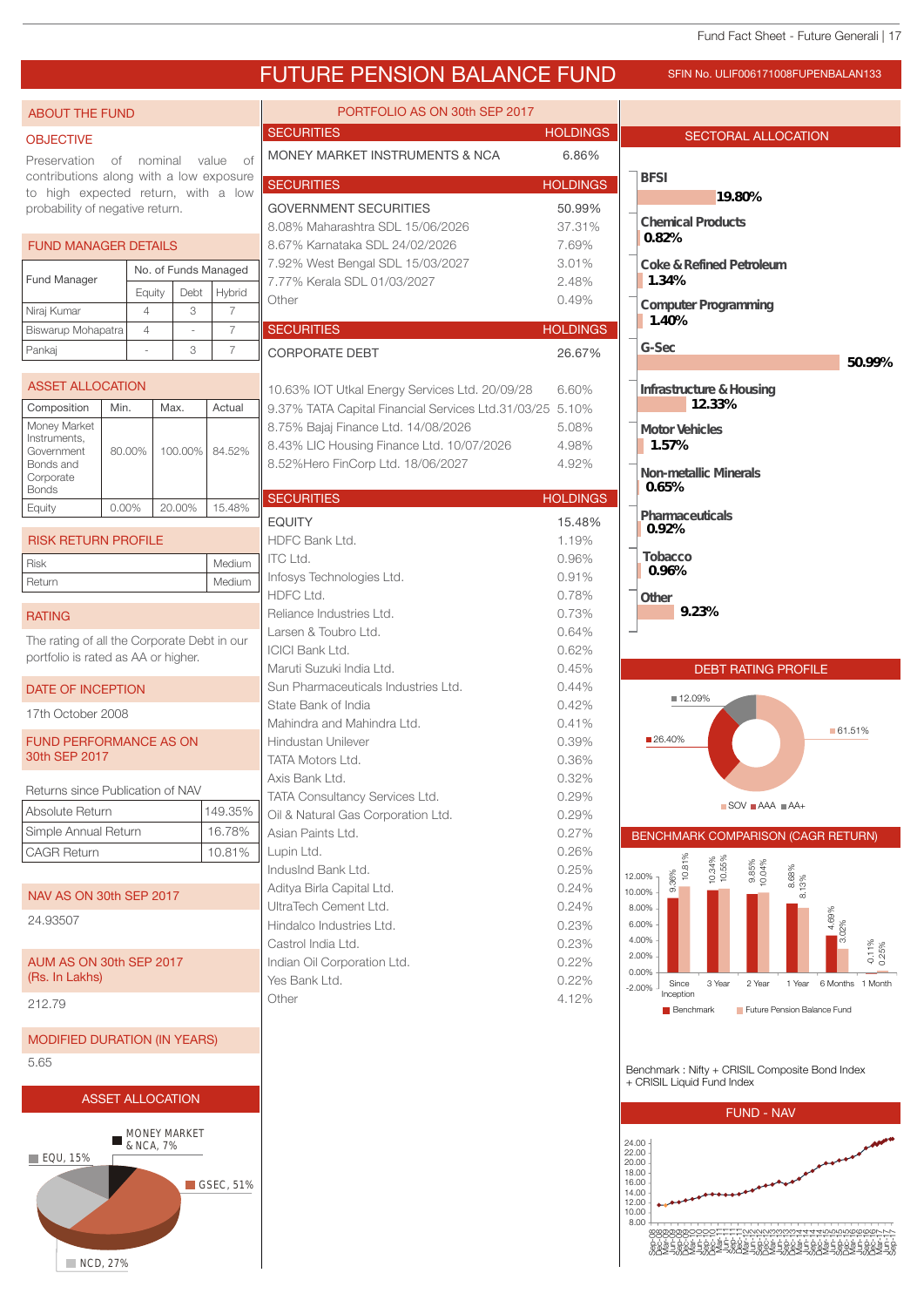# FUTURE PENSION BALANCE FUND

SFIN No. ULIF006171008FUPENBALAN133

## ABOUT THE FUND

### OBJECTIVE

Preservation of nominal value of contributions along with a low exposure to high expected return, with a low probability of negative return.

## FUND MANAGER DETAILS

| Fund Manager | No. of Funds Managed | | |
|---|---|---|---|
| | Equity | Debt | Hybrid |
| Niraj Kumar | 4 | 3 | 7 |
| Biswarup Mohapatra | 4 | - | 7 |
| Pankaj | - | 3 | 7 |

## ASSET ALLOCATION

| Composition | Min. | Max. | Actual |
|---|---|---|---|
| Money Market Instruments, Government Bonds and Corporate Bonds | 80.00% | 100.00% | 84.52% |
| Equity | 0.00% | 20.00% | 15.48% |

## RISK RETURN PROFILE

| | |
|---|---|
| Risk | Medium |
| Return | Medium |

## RATING

The rating of all the Corporate Debt in our portfolio is rated as AA or higher.

## DATE OF INCEPTION

17th October 2008

## FUND PERFORMANCE AS ON 30th SEP 2017

Returns since Publication of NAV

| | |
|---|---|
| Absolute Return | 149.35% |
| Simple Annual Return | 16.78% |
| CAGR Return | 10.81% |

## NAV AS ON 30th SEP 2017

24.93507

## AUM AS ON 30th SEP 2017 (Rs. In Lakhs)

212.79

## MODIFIED DURATION (IN YEARS)

5.65

## ASSET ALLOCATION

EQU, 15%; MONEY MARKET & NCA, 7%; GSEC, 51%; NCD, 27%

## PORTFOLIO AS ON 30th SEP 2017

| SECURITIES | HOLDINGS |
|---|---|
| MONEY MARKET INSTRUMENTS & NCA | 6.86% |

| SECURITIES | HOLDINGS |
|---|---|
| GOVERNMENT SECURITIES | 50.99% |
| 8.08% Maharashtra SDL 15/06/2026 | 37.31% |
| 8.67% Karnataka SDL 24/02/2026 | 7.69% |
| 7.92% West Bengal SDL 15/03/2027 | 3.01% |
| 7.77% Kerala SDL 01/03/2027 | 2.48% |
| Other | 0.49% |

| SECURITIES | HOLDINGS |
|---|---|
| CORPORATE DEBT | 26.67% |
| 10.63% IOT Utkal Energy Services Ltd. 20/09/28 | 6.60% |
| 9.37% TATA Capital Financial Services Ltd.31/03/25 | 5.10% |
| 8.75% Bajaj Finance Ltd. 14/08/2026 | 5.08% |
| 8.43% LIC Housing Finance Ltd. 10/07/2026 | 4.98% |
| 8.52%Hero FinCorp Ltd. 18/06/2027 | 4.92% |

| SECURITIES | HOLDINGS |
|---|---|
| EQUITY | 15.48% |
| HDFC Bank Ltd. | 1.19% |
| ITC Ltd. | 0.96% |
| Infosys Technologies Ltd. | 0.91% |
| HDFC Ltd. | 0.78% |
| Reliance Industries Ltd. | 0.73% |
| Larsen & Toubro Ltd. | 0.64% |
| ICICI Bank Ltd. | 0.62% |
| Maruti Suzuki India Ltd. | 0.45% |
| Sun Pharmaceuticals Industries Ltd. | 0.44% |
| State Bank of India | 0.42% |
| Mahindra and Mahindra Ltd. | 0.41% |
| Hindustan Unilever | 0.39% |
| TATA Motors Ltd. | 0.36% |
| Axis Bank Ltd. | 0.32% |
| TATA Consultancy Services Ltd. | 0.29% |
| Oil & Natural Gas Corporation Ltd. | 0.29% |
| Asian Paints Ltd. | 0.27% |
| Lupin Ltd. | 0.26% |
| IndusInd Bank Ltd. | 0.25% |
| Aditya Birla Capital Ltd. | 0.24% |
| UltraTech Cement Ltd. | 0.24% |
| Hindalco Industries Ltd. | 0.23% |
| Castrol India Ltd. | 0.23% |
| Indian Oil Corporation Ltd. | 0.22% |
| Yes Bank Ltd. | 0.22% |
| Other | 4.12% |

## SECTORAL ALLOCATION

| Sector | Allocation |
|---|---|
| BFSI | 19.80% |
| Chemical Products | 0.82% |
| Coke & Refined Petroleum | 1.34% |
| Computer Programming | 1.40% |
| G-Sec | 50.99% |
| Infrastructure & Housing | 12.33% |
| Motor Vehicles | 1.57% |
| Non-metallic Minerals | 0.65% |
| Pharmaceuticals | 0.92% |
| Tobacco | 0.96% |
| Other | 9.23% |

## DEBT RATING PROFILE

SOV 61.51%; AAA 26.40%; AA+ 12.09%

## BENCHMARK COMPARISON (CAGR RETURN)

| | Since Inception | 3 Year | 2 Year | 1 Year | 6 Months | 1 Month |
|---|---|---|---|---|---|---|
| Benchmark | 9.36% | 10.34% | 9.85% | 8.68% | 4.69% | -0.11% |
| Future Pension Balance Fund | 10.81% | 10.55% | 10.04% | 8.13% | 3.02% | 0.25% |

Benchmark : Nifty + CRISIL Composite Bond Index + CRISIL Liquid Fund Index

## FUND - NAV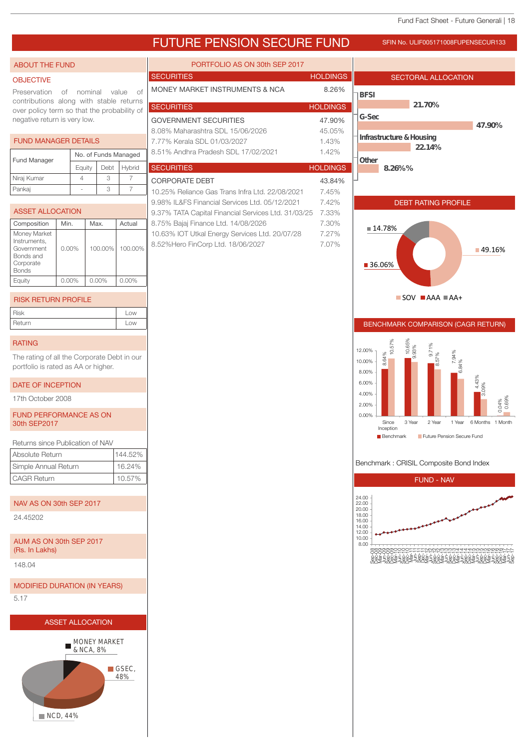# FUTURE PENSION SECURE FUND

SFIN No. ULIF005171008FUPENSECUR133

## ABOUT THE FUND

### OBJECTIVE

Preservation of nominal value of contributions along with stable returns over policy term so that the probability of negative return is very low.

### FUND MANAGER DETAILS

| Fund Manager | No. of Funds Managed | | |
|---|---|---|---|
| | Equity | Debt | Hybrid |
| Niraj Kumar | 4 | 3 | 7 |
| Pankaj | - | 3 | 7 |

### ASSET ALLOCATION

| Composition | Min. | Max. | Actual |
|---|---|---|---|
| Money Market Instruments, Government Bonds and Corporate Bonds | 0.00% | 100.00% | 100.00% |
| Equity | 0.00% | 0.00% | 0.00% |

### RISK RETURN PROFILE

| | |
|---|---|
| Risk | Low |
| Return | Low |

### RATING

The rating of all the Corporate Debt in our portfolio is rated as AA or higher.

### DATE OF INCEPTION

17th October 2008

### FUND PERFORMANCE AS ON 30th SEP2017

Returns since Publication of NAV

| | |
|---|---|
| Absolute Return | 144.52% |
| Simple Annual Return | 16.24% |
| CAGR Return | 10.57% |

### NAV AS ON 30th SEP 2017

24.45202

### AUM AS ON 30th SEP 2017 (Rs. In Lakhs)

148.04

### MODIFIED DURATION (IN YEARS)

5.17

### ASSET ALLOCATION

MONEY MARKET & NCA, 8%
GSEC, 48%
NCD, 44%

## PORTFOLIO AS ON 30th SEP 2017

| SECURITIES | HOLDINGS |
|---|---|
| MONEY MARKET INSTRUMENTS & NCA | 8.26% |

| SECURITIES | HOLDINGS |
|---|---|
| GOVERNMENT SECURITIES | 47.90% |
| 8.08% Maharashtra SDL 15/06/2026 | 45.05% |
| 7.77% Kerala SDL 01/03/2027 | 1.43% |
| 8.51% Andhra Pradesh SDL 17/02/2021 | 1.42% |

| SECURITIES | HOLDINGS |
|---|---|
| CORPORATE DEBT | 43.84% |
| 10.25% Reliance Gas Trans Infra Ltd. 22/08/2021 | 7.45% |
| 9.98% IL&FS Financial Services Ltd. 05/12/2021 | 7.42% |
| 9.37% TATA Capital Financial Services Ltd. 31/03/25 | 7.33% |
| 8.75% Bajaj Finance Ltd. 14/08/2026 | 7.30% |
| 10.63% IOT Utkal Energy Services Ltd. 20/07/28 | 7.27% |
| 8.52%Hero FinCorp Ltd. 18/06/2027 | 7.07% |

## SECTORAL ALLOCATION

| Sector | Allocation |
|---|---|
| BFSI | 21.70% |
| G-Sec | 47.90% |
| Infrastructure & Housing | 22.14% |
| Other | 8.26%% |

## DEBT RATING PROFILE

| Rating | % |
|---|---|
| SOV | 49.16% |
| AAA | 36.06% |
| AA+ | 14.78% |

## BENCHMARK COMPARISON (CAGR RETURN)

| Period | Benchmark | Future Pension Secure Fund |
|---|---|---|
| Since Inception | 8.64% | 10.57% |
| 3 Year | 10.65% | 9.93% |
| 2 Year | 9.71% | 8.57% |
| 1 Year | 7.94% | 6.84% |
| 6 Months | 4.43% | 3.09% |
| 1 Month | 0.04% | 0.69% |

Benchmark : CRISIL Composite Bond Index

## FUND - NAV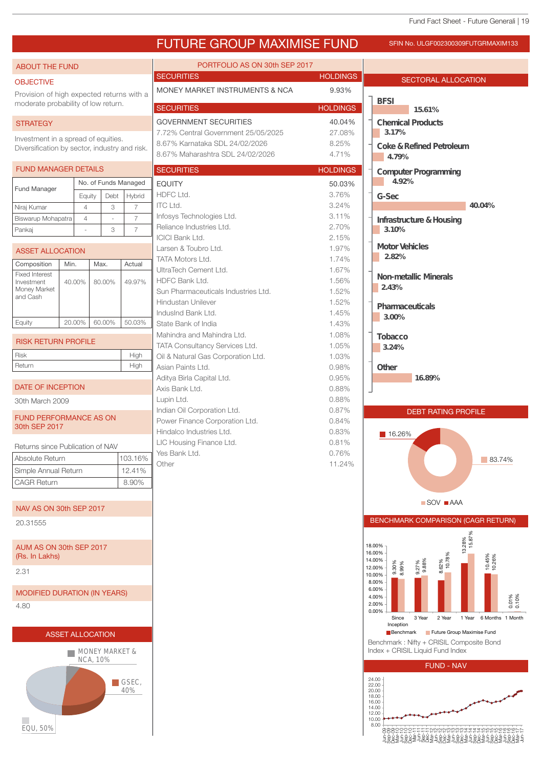# FUTURE GROUP MAXIMISE FUND

SFIN No. ULGF002300309FUTGRMAXIM133

## ABOUT THE FUND

### OBJECTIVE

Provision of high expected returns with a moderate probability of low return.

### STRATEGY

Investment in a spread of equities. Diversification by sector, industry and risk.

### FUND MANAGER DETAILS

| Fund Manager | No. of Funds Managed | | |
|---|---|---|---|
| | Equity | Debt | Hybrid |
| Niraj Kumar | 4 | 3 | 7 |
| Biswarup Mohapatra | 4 | - | 7 |
| Pankaj | - | 3 | 7 |

### ASSET ALLOCATION

| Composition | Min. | Max. | Actual |
|---|---|---|---|
| Fixed Interest Investment Money Market and Cash | 40.00% | 80.00% | 49.97% |
| Equity | 20.00% | 60.00% | 50.03% |

### RISK RETURN PROFILE

| Risk | High |
|---|---|
| Return | High |

### DATE OF INCEPTION

30th March 2009

### FUND PERFORMANCE AS ON 30th SEP 2017

Returns since Publication of NAV

| Absolute Return | 103.16% |
|---|---|
| Simple Annual Return | 12.41% |
| CAGR Return | 8.90% |

### NAV AS ON 30th SEP 2017

20.31555

### AUM AS ON 30th SEP 2017 (Rs. In Lakhs)

2.31

### MODIFIED DURATION (IN YEARS)

4.80

### ASSET ALLOCATION

MONEY MARKET & NCA, 10%
GSEC, 40%
EQU, 50%

## PORTFOLIO AS ON 30th SEP 2017

| SECURITIES | HOLDINGS |
|---|---|
| MONEY MARKET INSTRUMENTS & NCA | 9.93% |

| SECURITIES | HOLDINGS |
|---|---|
| GOVERNMENT SECURITIES | 40.04% |
| 7.72% Central Government 25/05/2025 | 27.08% |
| 8.67% Karnataka SDL 24/02/2026 | 8.25% |
| 8.67% Maharashtra SDL 24/02/2026 | 4.71% |

| SECURITIES | HOLDINGS |
|---|---|
| EQUITY | 50.03% |
| HDFC Ltd. | 3.76% |
| ITC Ltd. | 3.24% |
| Infosys Technologies Ltd. | 3.11% |
| Reliance Industries Ltd. | 2.70% |
| ICICI Bank Ltd. | 2.15% |
| Larsen & Toubro Ltd. | 1.97% |
| TATA Motors Ltd. | 1.74% |
| UltraTech Cement Ltd. | 1.67% |
| HDFC Bank Ltd. | 1.56% |
| Sun Pharmaceuticals Industries Ltd. | 1.52% |
| Hindustan Unilever | 1.52% |
| IndusInd Bank Ltd. | 1.45% |
| State Bank of India | 1.43% |
| Mahindra and Mahindra Ltd. | 1.08% |
| TATA Consultancy Services Ltd. | 1.05% |
| Oil & Natural Gas Corporation Ltd. | 1.03% |
| Asian Paints Ltd. | 0.98% |
| Aditya Birla Capital Ltd. | 0.95% |
| Axis Bank Ltd. | 0.88% |
| Lupin Ltd. | 0.88% |
| Indian Oil Corporation Ltd. | 0.87% |
| Power Finance Corporation Ltd. | 0.84% |
| Hindalco Industries Ltd. | 0.83% |
| LIC Housing Finance Ltd. | 0.81% |
| Yes Bank Ltd. | 0.76% |
| Other | 11.24% |

## SECTORAL ALLOCATION

| Sector | Allocation |
|---|---|
| BFSI | 15.61% |
| Chemical Products | 3.17% |
| Coke & Refined Petroleum | 4.79% |
| Computer Programming | 4.92% |
| G-Sec | 40.04% |
| Infrastructure & Housing | 3.10% |
| Motor Vehicles | 2.82% |
| Non-metallic Minerals | 2.43% |
| Pharmaceuticals | 3.00% |
| Tobacco | 3.24% |
| Other | 16.89% |

## DEBT RATING PROFILE

| Rating | Share |
|---|---|
| SOV | 83.74% |
| AAA | 16.26% |

## BENCHMARK COMPARISON (CAGR RETURN)

| Period | Benchmark | Future Group Maximise Fund |
|---|---|---|
| Since Inception | 9.30% | 8.99% |
| 3 Year | 9.27% | 9.88% |
| 2 Year | 8.62% | 10.78% |
| 1 Year | 13.28% | 15.87% |
| 6 Months | 10.45% | 10.26% |
| 1 Month | 0.01% | 0.10% |

Benchmark : Nifty + CRISIL Composite Bond Index + CRISIL Liquid Fund Index

## FUND - NAV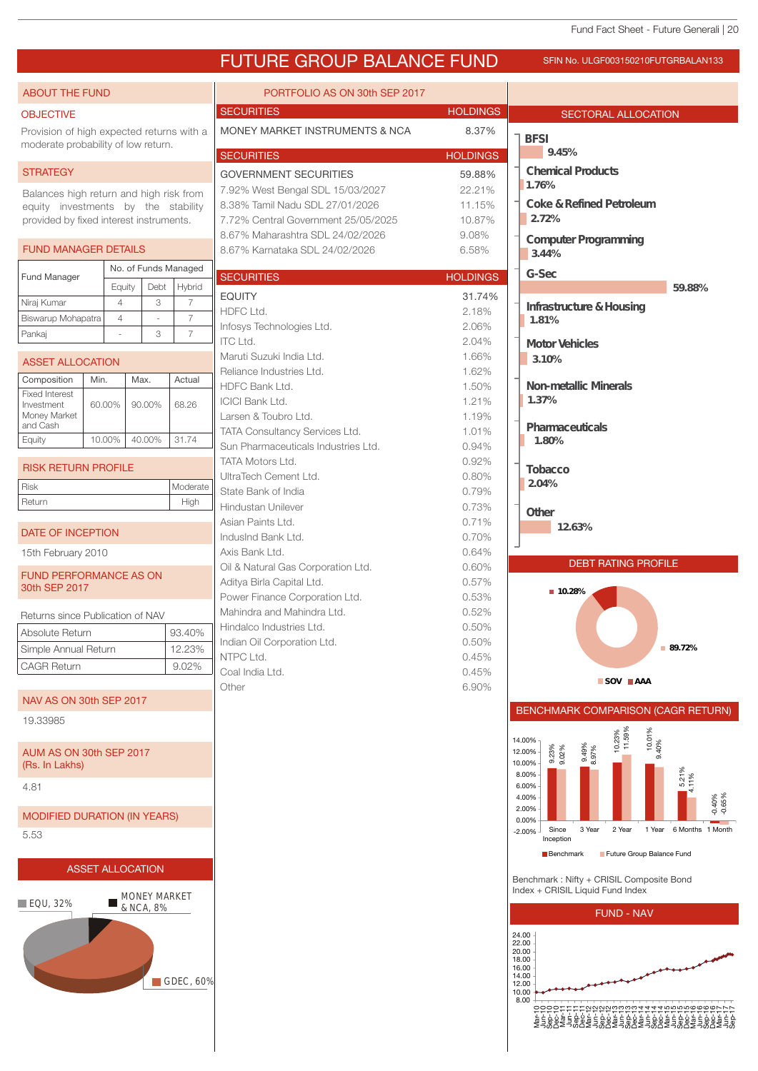# FUTURE GROUP BALANCE FUND

SFIN No. ULGF003150210FUTGRBALAN133

## ABOUT THE FUND

### OBJECTIVE

Provision of high expected returns with a moderate probability of low return.

### STRATEGY

Balances high return and high risk from equity investments by the stability provided by fixed interest instruments.

### FUND MANAGER DETAILS

| Fund Manager | No. of Funds Managed | | |
|---|---|---|---|
| | Equity | Debt | Hybrid |
| Niraj Kumar | 4 | 3 | 7 |
| Biswarup Mohapatra | 4 | - | 7 |
| Pankaj | - | 3 | 7 |

### ASSET ALLOCATION

| Composition | Min. | Max. | Actual |
|---|---|---|---|
| Fixed Interest Investment Money Market and Cash | 60.00% | 90.00% | 68.26 |
| Equity | 10.00% | 40.00% | 31.74 |

### RISK RETURN PROFILE

| | |
|---|---|
| Risk | Moderate |
| Return | High |

### DATE OF INCEPTION

15th February 2010

### FUND PERFORMANCE AS ON 30th SEP 2017

Returns since Publication of NAV

| | |
|---|---|
| Absolute Return | 93.40% |
| Simple Annual Return | 12.23% |
| CAGR Return | 9.02% |

### NAV AS ON 30th SEP 2017

19.33985

### AUM AS ON 30th SEP 2017 (Rs. In Lakhs)

4.81

### MODIFIED DURATION (IN YEARS)

5.53

### ASSET ALLOCATION

EQU, 32%
MONEY MARKET & NCA, 8%
GDEC, 60%

## PORTFOLIO AS ON 30th SEP 2017

| SECURITIES | HOLDINGS |
|---|---|
| MONEY MARKET INSTRUMENTS & NCA | 8.37% |

| SECURITIES | HOLDINGS |
|---|---|
| GOVERNMENT SECURITIES | 59.88% |
| 7.92% West Bengal SDL 15/03/2027 | 22.21% |
| 8.38% Tamil Nadu SDL 27/01/2026 | 11.15% |
| 7.72% Central Government 25/05/2025 | 10.87% |
| 8.67% Maharashtra SDL 24/02/2026 | 9.08% |
| 8.67% Karnataka SDL 24/02/2026 | 6.58% |

| SECURITIES | HOLDINGS |
|---|---|
| EQUITY | 31.74% |
| HDFC Ltd. | 2.18% |
| Infosys Technologies Ltd. | 2.06% |
| ITC Ltd. | 2.04% |
| Maruti Suzuki India Ltd. | 1.66% |
| Reliance Industries Ltd. | 1.62% |
| HDFC Bank Ltd. | 1.50% |
| ICICI Bank Ltd. | 1.21% |
| Larsen & Toubro Ltd. | 1.19% |
| TATA Consultancy Services Ltd. | 1.01% |
| Sun Pharmaceuticals Industries Ltd. | 0.94% |
| TATA Motors Ltd. | 0.92% |
| UltraTech Cement Ltd. | 0.80% |
| State Bank of India | 0.79% |
| Hindustan Unilever | 0.73% |
| Asian Paints Ltd. | 0.71% |
| IndusInd Bank Ltd. | 0.70% |
| Axis Bank Ltd. | 0.64% |
| Oil & Natural Gas Corporation Ltd. | 0.60% |
| Aditya Birla Capital Ltd. | 0.57% |
| Power Finance Corporation Ltd. | 0.53% |
| Mahindra and Mahindra Ltd. | 0.52% |
| Hindalco Industries Ltd. | 0.50% |
| Indian Oil Corporation Ltd. | 0.50% |
| NTPC Ltd. | 0.45% |
| Coal India Ltd. | 0.45% |
| Other | 6.90% |

## SECTORAL ALLOCATION

| Sector | Allocation |
|---|---|
| BFSI | 9.45% |
| Chemical Products | 1.76% |
| Coke & Refined Petroleum | 2.72% |
| Computer Programming | 3.44% |
| G-Sec | 59.88% |
| Infrastructure & Housing | 1.81% |
| Motor Vehicles | 3.10% |
| Non-metallic Minerals | 1.37% |
| Pharmaceuticals | 1.80% |
| Tobacco | 2.04% |
| Other | 12.63% |

## DEBT RATING PROFILE

| Rating | Share |
|---|---|
| SOV | 89.72% |
| AAA | 10.28% |

## BENCHMARK COMPARISON (CAGR RETURN)

| Period | Benchmark | Future Group Balance Fund |
|---|---|---|
| Since Inception | 9.23% | 9.02% |
| 3 Year | 9.49% | 8.97% |
| 2 Year | 10.23% | 11.59% |
| 1 Year | 10.01% | 9.40% |
| 6 Months | 5.21% | 4.11% |
| 1 Month | -0.40% | -0.65% |

Benchmark : Nifty + CRISIL Composite Bond Index + CRISIL Liquid Fund Index

## FUND - NAV

(Chart of fund NAV from Mar-10 to Sep-17)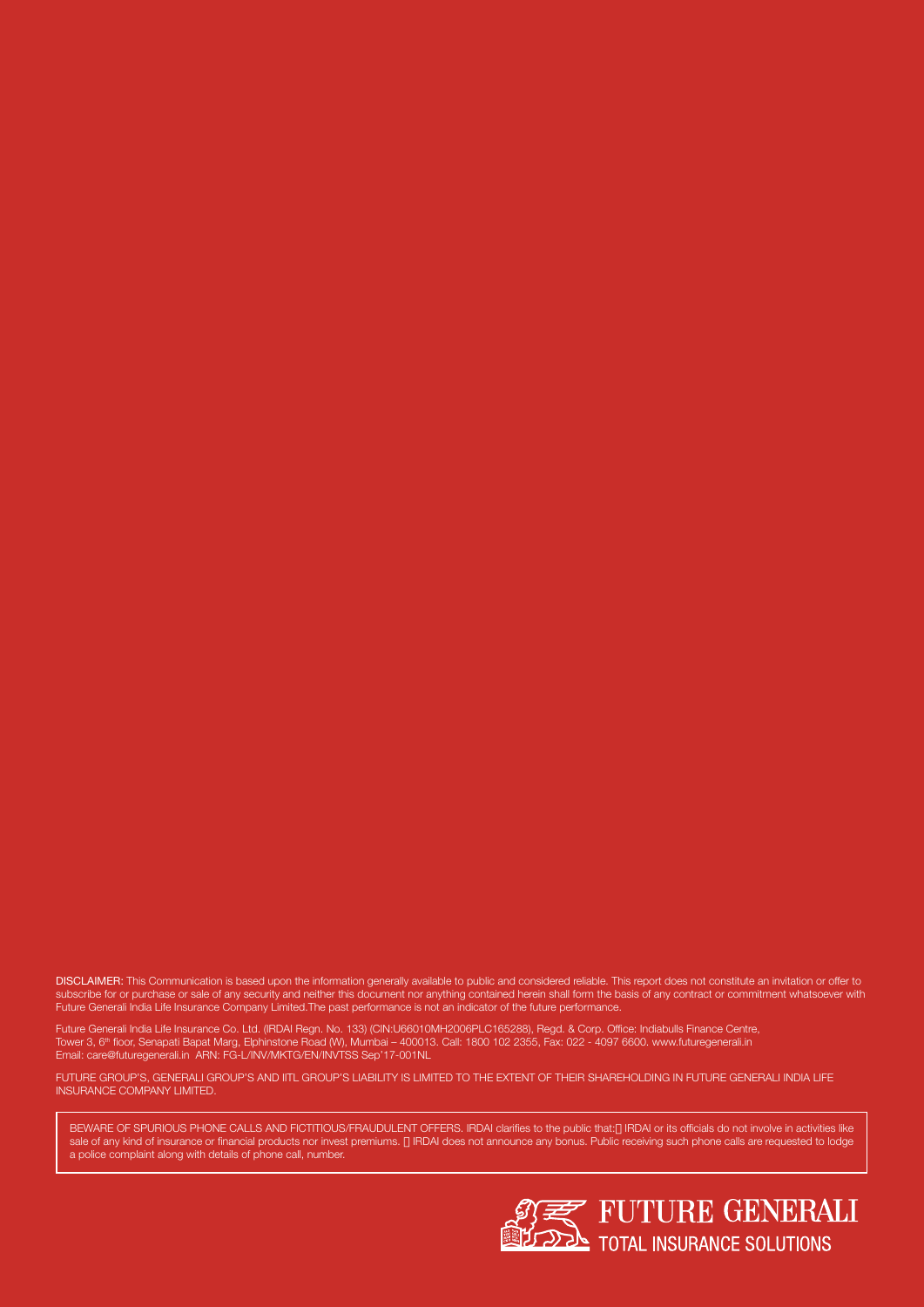**DISCLAIMER:** This Communication is based upon the information generally available to public and considered reliable. This report does not constitute an invitation or offer to subscribe for or purchase or sale of any security and neither this document nor anything contained herein shall form the basis of any contract or commitment whatsoever with Future Generali India Life Insurance Company Limited.The past performance is not an indicator of the future performance.

Future Generali India Life Insurance Co. Ltd. (IRDAI Regn. No. 133) (CIN:U66010MH2006PLC165288), Regd. & Corp. Office: Indiabulls Finance Centre, Tower 3, 6th floor, Senapati Bapat Marg, Elphinstone Road (W), Mumbai – 400013. Call: 1800 102 2355, Fax: 022 - 4097 6600. www.futuregenerali.in Email: care@futuregenerali.in ARN: FG-L/INV/MKTG/EN/INVTSS Sep'17-001NL

FUTURE GROUP'S, GENERALI GROUP'S AND IITL GROUP'S LIABILITY IS LIMITED TO THE EXTENT OF THEIR SHAREHOLDING IN FUTURE GENERALI INDIA LIFE INSURANCE COMPANY LIMITED.

BEWARE OF SPURIOUS PHONE CALLS AND FICTITIOUS/FRAUDULENT OFFERS. IRDAI clarifies to the public that: IRDAI or its officials do not involve in activities like sale of any kind of insurance or financial products nor invest premiums. IRDAI does not announce any bonus. Public receiving such phone calls are requested to lodge a police complaint along with details of phone call, number.

FUTURE GENERALI
TOTAL INSURANCE SOLUTIONS